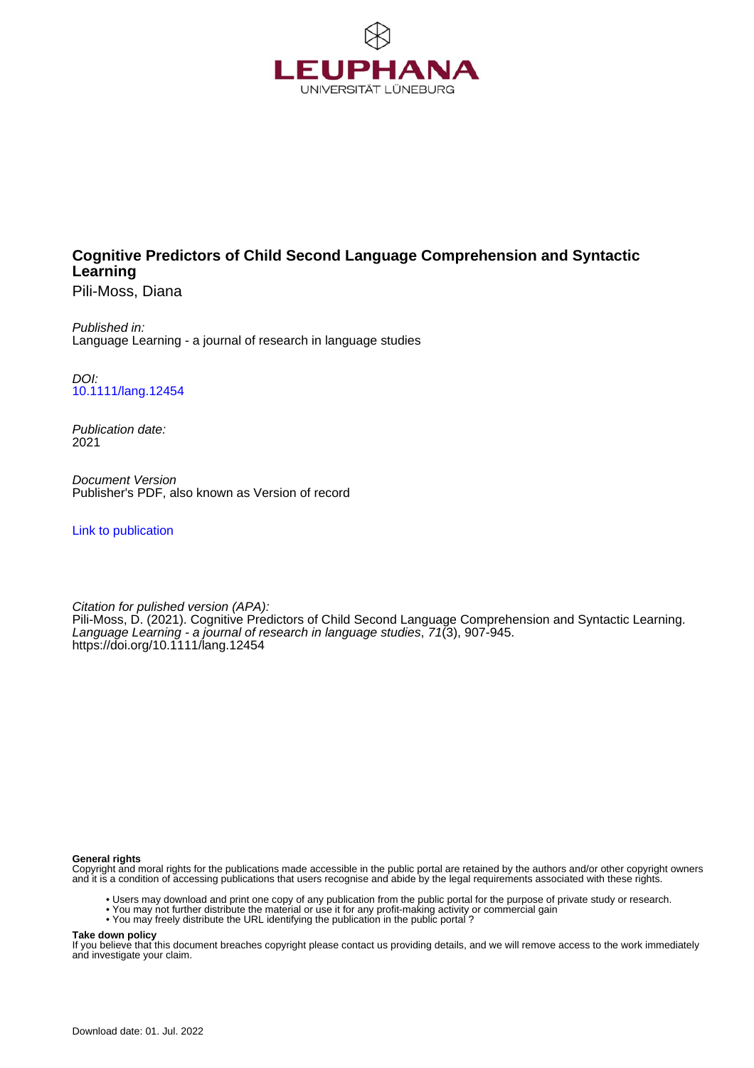LEUPHANA UNIVERSITÄT LÜNEBURG

# Cognitive Predictors of Child Second Language Comprehension and Syntactic Learning

Pili-Moss, Diana

*Published in:*
Language Learning - a journal of research in language studies

*DOI:*
10.1111/lang.12454

*Publication date:*
2021

*Document Version*
Publisher's PDF, also known as Version of record

Link to publication

*Citation for published version (APA):*
Pili-Moss, D. (2021). Cognitive Predictors of Child Second Language Comprehension and Syntactic Learning. *Language Learning - a journal of research in language studies*, *71*(3), 907-945. https://doi.org/10.1111/lang.12454

**General rights**
Copyright and moral rights for the publications made accessible in the public portal are retained by the authors and/or other copyright owners and it is a condition of accessing publications that users recognise and abide by the legal requirements associated with these rights.

- Users may download and print one copy of any publication from the public portal for the purpose of private study or research.
- You may not further distribute the material or use it for any profit-making activity or commercial gain
- You may freely distribute the URL identifying the publication in the public portal ?

**Take down policy**
If you believe that this document breaches copyright please contact us providing details, and we will remove access to the work immediately and investigate your claim.

Download date: 01. Jul. 2022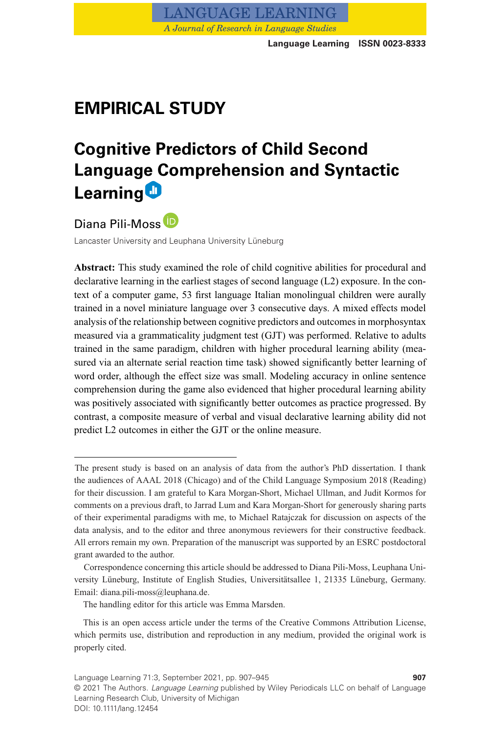# EMPIRICAL STUDY

# Cognitive Predictors of Child Second Language Comprehension and Syntactic Learning

Diana Pili-Moss

Lancaster University and Leuphana University Lüneburg

**Abstract:** This study examined the role of child cognitive abilities for procedural and declarative learning in the earliest stages of second language (L2) exposure. In the context of a computer game, 53 first language Italian monolingual children were aurally trained in a novel miniature language over 3 consecutive days. A mixed effects model analysis of the relationship between cognitive predictors and outcomes in morphosyntax measured via a grammaticality judgment test (GJT) was performed. Relative to adults trained in the same paradigm, children with higher procedural learning ability (measured via an alternate serial reaction time task) showed significantly better learning of word order, although the effect size was small. Modeling accuracy in online sentence comprehension during the game also evidenced that higher procedural learning ability was positively associated with significantly better outcomes as practice progressed. By contrast, a composite measure of verbal and visual declarative learning ability did not predict L2 outcomes in either the GJT or the online measure.

---

The present study is based on an analysis of data from the author's PhD dissertation. I thank the audiences of AAAL 2018 (Chicago) and of the Child Language Symposium 2018 (Reading) for their discussion. I am grateful to Kara Morgan-Short, Michael Ullman, and Judit Kormos for comments on a previous draft, to Jarrad Lum and Kara Morgan-Short for generously sharing parts of their experimental paradigms with me, to Michael Ratajczak for discussion on aspects of the data analysis, and to the editor and three anonymous reviewers for their constructive feedback. All errors remain my own. Preparation of the manuscript was supported by an ESRC postdoctoral grant awarded to the author.

Correspondence concerning this article should be addressed to Diana Pili-Moss, Leuphana University Lüneburg, Institute of English Studies, Universitätsallee 1, 21335 Lüneburg, Germany. Email: diana.pili-moss@leuphana.de.

The handling editor for this article was Emma Marsden.

This is an open access article under the terms of the Creative Commons Attribution License, which permits use, distribution and reproduction in any medium, provided the original work is properly cited.

© 2021 The Authors. *Language Learning* published by Wiley Periodicals LLC on behalf of Language Learning Research Club, University of Michigan

DOI: 10.1111/lang.12454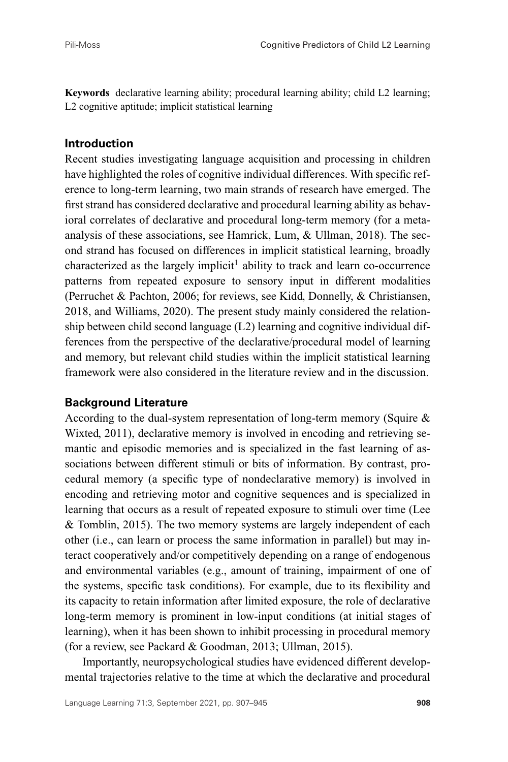**Keywords** declarative learning ability; procedural learning ability; child L2 learning; L2 cognitive aptitude; implicit statistical learning

## Introduction

Recent studies investigating language acquisition and processing in children have highlighted the roles of cognitive individual differences. With specific reference to long-term learning, two main strands of research have emerged. The first strand has considered declarative and procedural learning ability as behavioral correlates of declarative and procedural long-term memory (for a meta-analysis of these associations, see Hamrick, Lum, & Ullman, 2018). The second strand has focused on differences in implicit statistical learning, broadly characterized as the largely implicit[1] ability to track and learn co-occurrence patterns from repeated exposure to sensory input in different modalities (Perruchet & Pachton, 2006; for reviews, see Kidd, Donnelly, & Christiansen, 2018, and Williams, 2020). The present study mainly considered the relationship between child second language (L2) learning and cognitive individual differences from the perspective of the declarative/procedural model of learning and memory, but relevant child studies within the implicit statistical learning framework were also considered in the literature review and in the discussion.

## Background Literature

According to the dual-system representation of long-term memory (Squire & Wixted, 2011), declarative memory is involved in encoding and retrieving semantic and episodic memories and is specialized in the fast learning of associations between different stimuli or bits of information. By contrast, procedural memory (a specific type of nondeclarative memory) is involved in encoding and retrieving motor and cognitive sequences and is specialized in learning that occurs as a result of repeated exposure to stimuli over time (Lee & Tomblin, 2015). The two memory systems are largely independent of each other (i.e., can learn or process the same information in parallel) but may interact cooperatively and/or competitively depending on a range of endogenous and environmental variables (e.g., amount of training, impairment of one of the systems, specific task conditions). For example, due to its flexibility and its capacity to retain information after limited exposure, the role of declarative long-term memory is prominent in low-input conditions (at initial stages of learning), when it has been shown to inhibit processing in procedural memory (for a review, see Packard & Goodman, 2013; Ullman, 2015).

Importantly, neuropsychological studies have evidenced different developmental trajectories relative to the time at which the declarative and procedural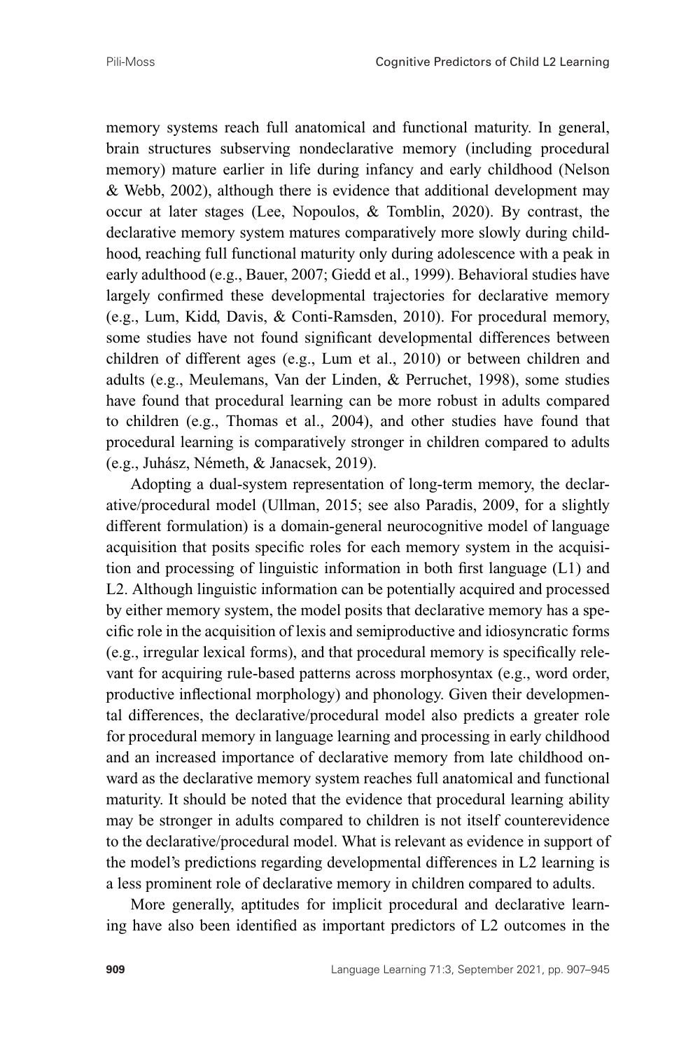memory systems reach full anatomical and functional maturity. In general, brain structures subserving nondeclarative memory (including procedural memory) mature earlier in life during infancy and early childhood (Nelson & Webb, 2002), although there is evidence that additional development may occur at later stages (Lee, Nopoulos, & Tomblin, 2020). By contrast, the declarative memory system matures comparatively more slowly during childhood, reaching full functional maturity only during adolescence with a peak in early adulthood (e.g., Bauer, 2007; Giedd et al., 1999). Behavioral studies have largely confirmed these developmental trajectories for declarative memory (e.g., Lum, Kidd, Davis, & Conti-Ramsden, 2010). For procedural memory, some studies have not found significant developmental differences between children of different ages (e.g., Lum et al., 2010) or between children and adults (e.g., Meulemans, Van der Linden, & Perruchet, 1998), some studies have found that procedural learning can be more robust in adults compared to children (e.g., Thomas et al., 2004), and other studies have found that procedural learning is comparatively stronger in children compared to adults (e.g., Juhász, Németh, & Janacsek, 2019).

Adopting a dual-system representation of long-term memory, the declarative/procedural model (Ullman, 2015; see also Paradis, 2009, for a slightly different formulation) is a domain-general neurocognitive model of language acquisition that posits specific roles for each memory system in the acquisition and processing of linguistic information in both first language (L1) and L2. Although linguistic information can be potentially acquired and processed by either memory system, the model posits that declarative memory has a specific role in the acquisition of lexis and semiproductive and idiosyncratic forms (e.g., irregular lexical forms), and that procedural memory is specifically relevant for acquiring rule-based patterns across morphosyntax (e.g., word order, productive inflectional morphology) and phonology. Given their developmental differences, the declarative/procedural model also predicts a greater role for procedural memory in language learning and processing in early childhood and an increased importance of declarative memory from late childhood onward as the declarative memory system reaches full anatomical and functional maturity. It should be noted that the evidence that procedural learning ability may be stronger in adults compared to children is not itself counterevidence to the declarative/procedural model. What is relevant as evidence in support of the model's predictions regarding developmental differences in L2 learning is a less prominent role of declarative memory in children compared to adults.

More generally, aptitudes for implicit procedural and declarative learning have also been identified as important predictors of L2 outcomes in the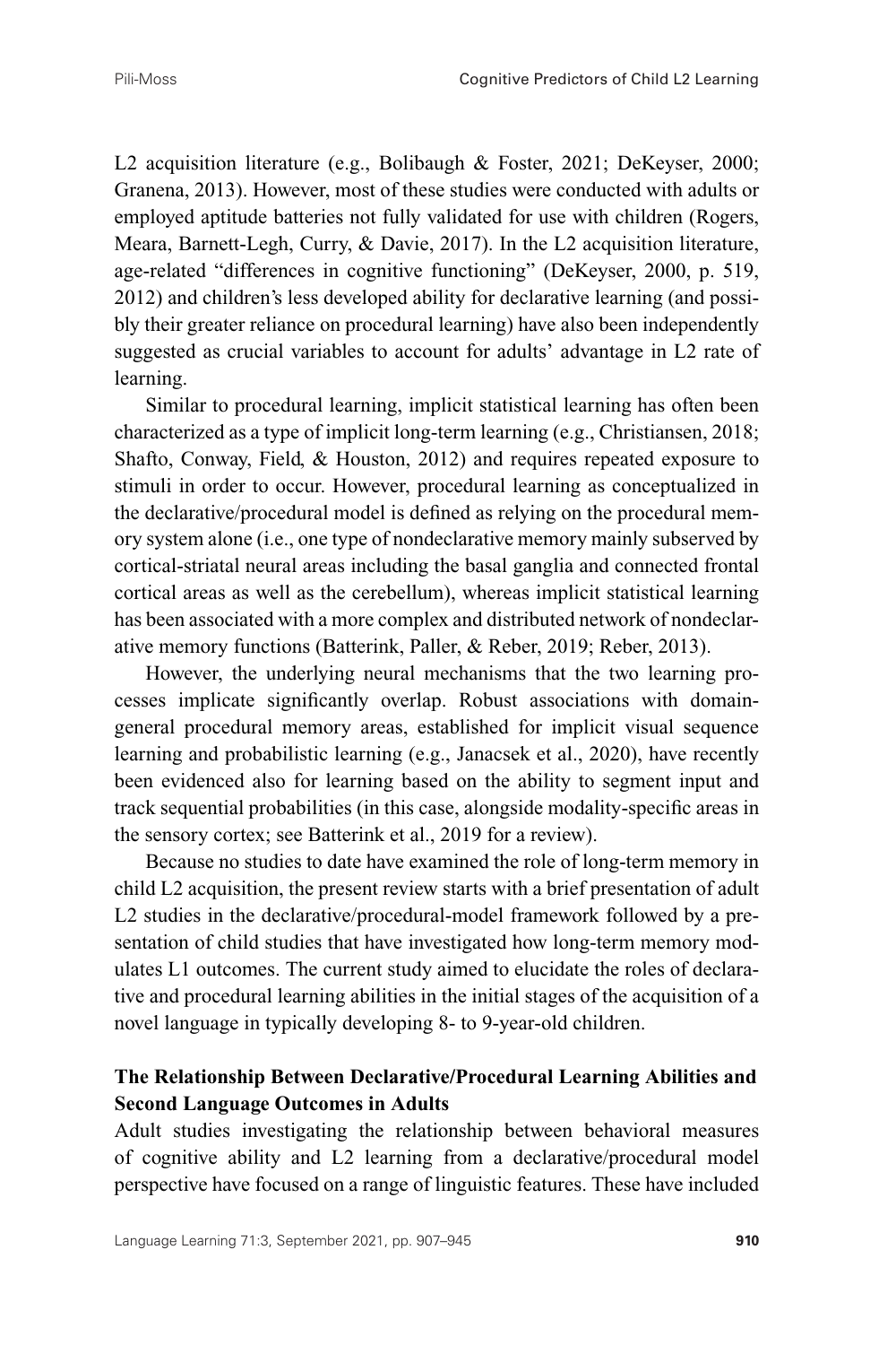L2 acquisition literature (e.g., Bolibaugh & Foster, 2021; DeKeyser, 2000; Granena, 2013). However, most of these studies were conducted with adults or employed aptitude batteries not fully validated for use with children (Rogers, Meara, Barnett-Legh, Curry, & Davie, 2017). In the L2 acquisition literature, age-related "differences in cognitive functioning" (DeKeyser, 2000, p. 519, 2012) and children's less developed ability for declarative learning (and possibly their greater reliance on procedural learning) have also been independently suggested as crucial variables to account for adults' advantage in L2 rate of learning.

Similar to procedural learning, implicit statistical learning has often been characterized as a type of implicit long-term learning (e.g., Christiansen, 2018; Shafto, Conway, Field, & Houston, 2012) and requires repeated exposure to stimuli in order to occur. However, procedural learning as conceptualized in the declarative/procedural model is defined as relying on the procedural memory system alone (i.e., one type of nondeclarative memory mainly subserved by cortical-striatal neural areas including the basal ganglia and connected frontal cortical areas as well as the cerebellum), whereas implicit statistical learning has been associated with a more complex and distributed network of nondeclarative memory functions (Batterink, Paller, & Reber, 2019; Reber, 2013).

However, the underlying neural mechanisms that the two learning processes implicate significantly overlap. Robust associations with domain-general procedural memory areas, established for implicit visual sequence learning and probabilistic learning (e.g., Janacsek et al., 2020), have recently been evidenced also for learning based on the ability to segment input and track sequential probabilities (in this case, alongside modality-specific areas in the sensory cortex; see Batterink et al., 2019 for a review).

Because no studies to date have examined the role of long-term memory in child L2 acquisition, the present review starts with a brief presentation of adult L2 studies in the declarative/procedural-model framework followed by a presentation of child studies that have investigated how long-term memory modulates L1 outcomes. The current study aimed to elucidate the roles of declarative and procedural learning abilities in the initial stages of the acquisition of a novel language in typically developing 8- to 9-year-old children.

## The Relationship Between Declarative/Procedural Learning Abilities and Second Language Outcomes in Adults

Adult studies investigating the relationship between behavioral measures of cognitive ability and L2 learning from a declarative/procedural model perspective have focused on a range of linguistic features. These have included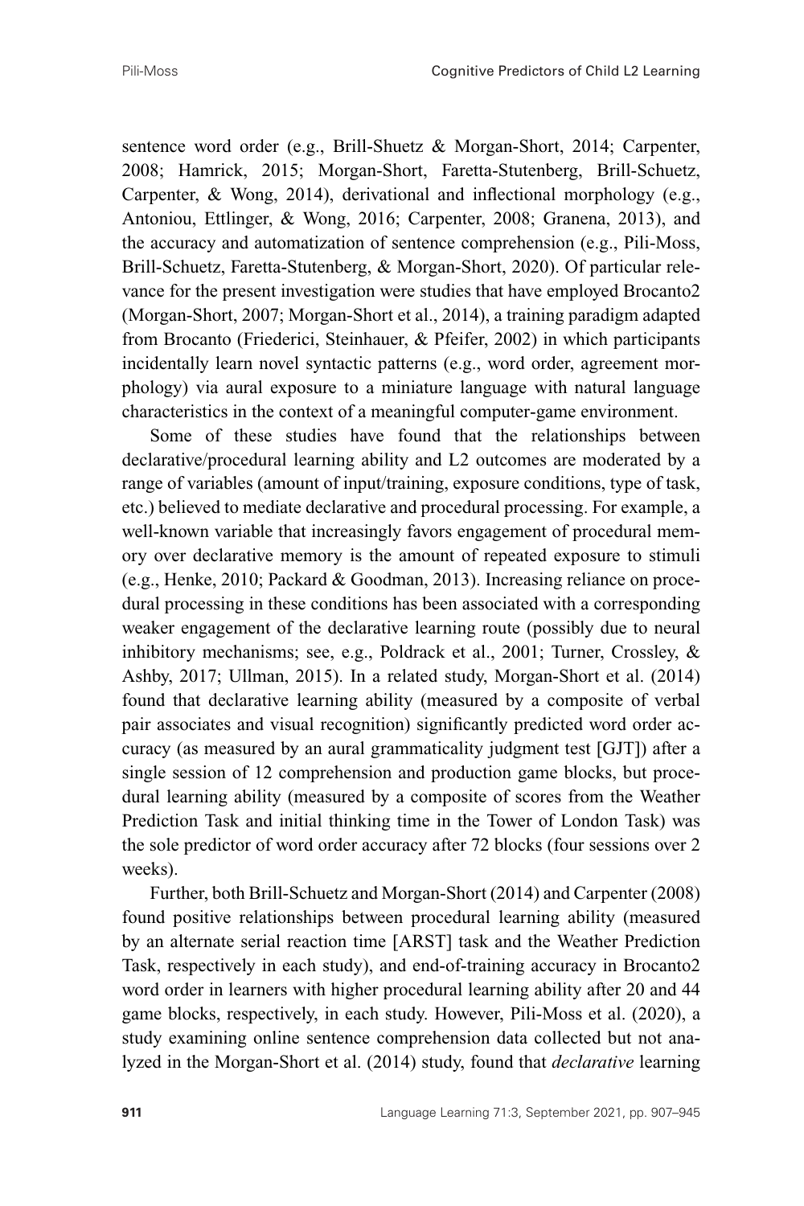sentence word order (e.g., Brill-Shuetz & Morgan-Short, 2014; Carpenter, 2008; Hamrick, 2015; Morgan-Short, Faretta-Stutenberg, Brill-Schuetz, Carpenter, & Wong, 2014), derivational and inflectional morphology (e.g., Antoniou, Ettlinger, & Wong, 2016; Carpenter, 2008; Granena, 2013), and the accuracy and automatization of sentence comprehension (e.g., Pili-Moss, Brill-Schuetz, Faretta-Stutenberg, & Morgan-Short, 2020). Of particular relevance for the present investigation were studies that have employed Brocanto2 (Morgan-Short, 2007; Morgan-Short et al., 2014), a training paradigm adapted from Brocanto (Friederici, Steinhauer, & Pfeifer, 2002) in which participants incidentally learn novel syntactic patterns (e.g., word order, agreement morphology) via aural exposure to a miniature language with natural language characteristics in the context of a meaningful computer-game environment.

Some of these studies have found that the relationships between declarative/procedural learning ability and L2 outcomes are moderated by a range of variables (amount of input/training, exposure conditions, type of task, etc.) believed to mediate declarative and procedural processing. For example, a well-known variable that increasingly favors engagement of procedural memory over declarative memory is the amount of repeated exposure to stimuli (e.g., Henke, 2010; Packard & Goodman, 2013). Increasing reliance on procedural processing in these conditions has been associated with a corresponding weaker engagement of the declarative learning route (possibly due to neural inhibitory mechanisms; see, e.g., Poldrack et al., 2001; Turner, Crossley, & Ashby, 2017; Ullman, 2015). In a related study, Morgan-Short et al. (2014) found that declarative learning ability (measured by a composite of verbal pair associates and visual recognition) significantly predicted word order accuracy (as measured by an aural grammaticality judgment test [GJT]) after a single session of 12 comprehension and production game blocks, but procedural learning ability (measured by a composite of scores from the Weather Prediction Task and initial thinking time in the Tower of London Task) was the sole predictor of word order accuracy after 72 blocks (four sessions over 2 weeks).

Further, both Brill-Schuetz and Morgan-Short (2014) and Carpenter (2008) found positive relationships between procedural learning ability (measured by an alternate serial reaction time [ARST] task and the Weather Prediction Task, respectively in each study), and end-of-training accuracy in Brocanto2 word order in learners with higher procedural learning ability after 20 and 44 game blocks, respectively, in each study. However, Pili-Moss et al. (2020), a study examining online sentence comprehension data collected but not analyzed in the Morgan-Short et al. (2014) study, found that *declarative* learning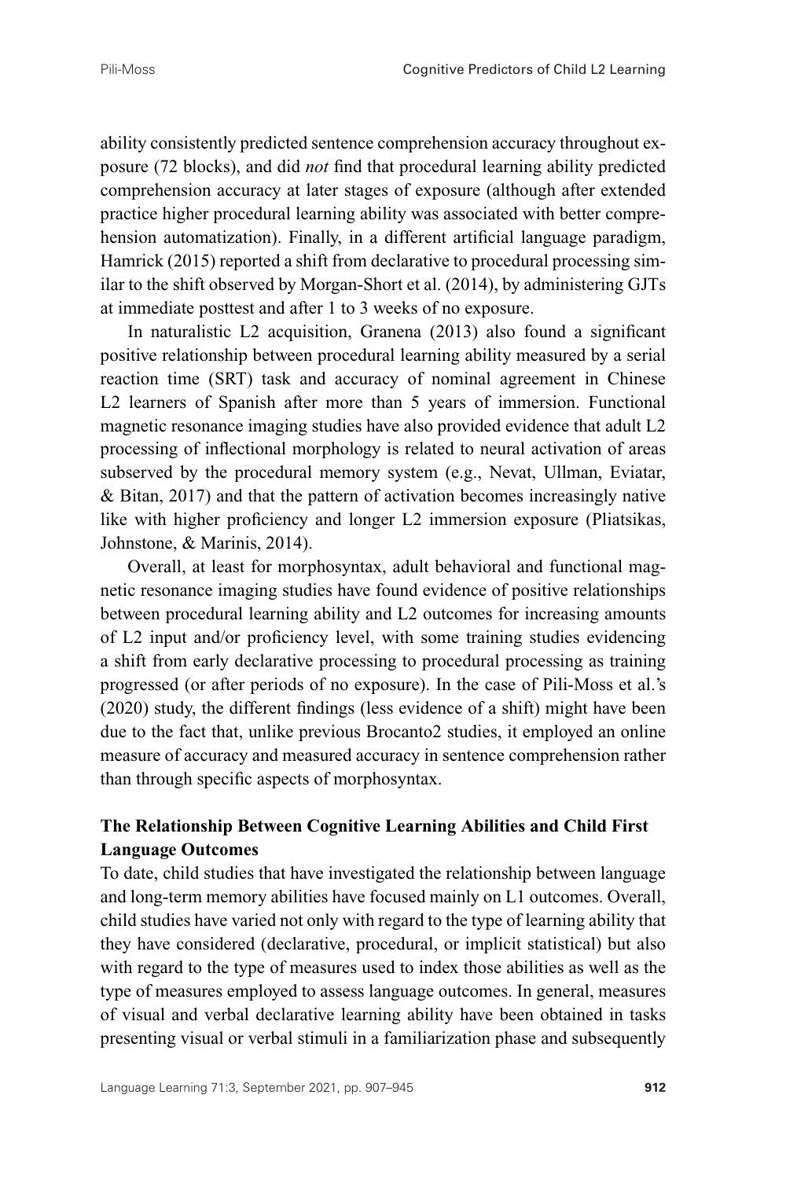ability consistently predicted sentence comprehension accuracy throughout exposure (72 blocks), and did *not* find that procedural learning ability predicted comprehension accuracy at later stages of exposure (although after extended practice higher procedural learning ability was associated with better comprehension automatization). Finally, in a different artificial language paradigm, Hamrick (2015) reported a shift from declarative to procedural processing similar to the shift observed by Morgan-Short et al. (2014), by administering GJTs at immediate posttest and after 1 to 3 weeks of no exposure.

In naturalistic L2 acquisition, Granena (2013) also found a significant positive relationship between procedural learning ability measured by a serial reaction time (SRT) task and accuracy of nominal agreement in Chinese L2 learners of Spanish after more than 5 years of immersion. Functional magnetic resonance imaging studies have also provided evidence that adult L2 processing of inflectional morphology is related to neural activation of areas subserved by the procedural memory system (e.g., Nevat, Ullman, Eviatar, & Bitan, 2017) and that the pattern of activation becomes increasingly native like with higher proficiency and longer L2 immersion exposure (Pliatsikas, Johnstone, & Marinis, 2014).

Overall, at least for morphosyntax, adult behavioral and functional magnetic resonance imaging studies have found evidence of positive relationships between procedural learning ability and L2 outcomes for increasing amounts of L2 input and/or proficiency level, with some training studies evidencing a shift from early declarative processing to procedural processing as training progressed (or after periods of no exposure). In the case of Pili-Moss et al.'s (2020) study, the different findings (less evidence of a shift) might have been due to the fact that, unlike previous Brocanto2 studies, it employed an online measure of accuracy and measured accuracy in sentence comprehension rather than through specific aspects of morphosyntax.

## The Relationship Between Cognitive Learning Abilities and Child First Language Outcomes

To date, child studies that have investigated the relationship between language and long-term memory abilities have focused mainly on L1 outcomes. Overall, child studies have varied not only with regard to the type of learning ability that they have considered (declarative, procedural, or implicit statistical) but also with regard to the type of measures used to index those abilities as well as the type of measures employed to assess language outcomes. In general, measures of visual and verbal declarative learning ability have been obtained in tasks presenting visual or verbal stimuli in a familiarization phase and subsequently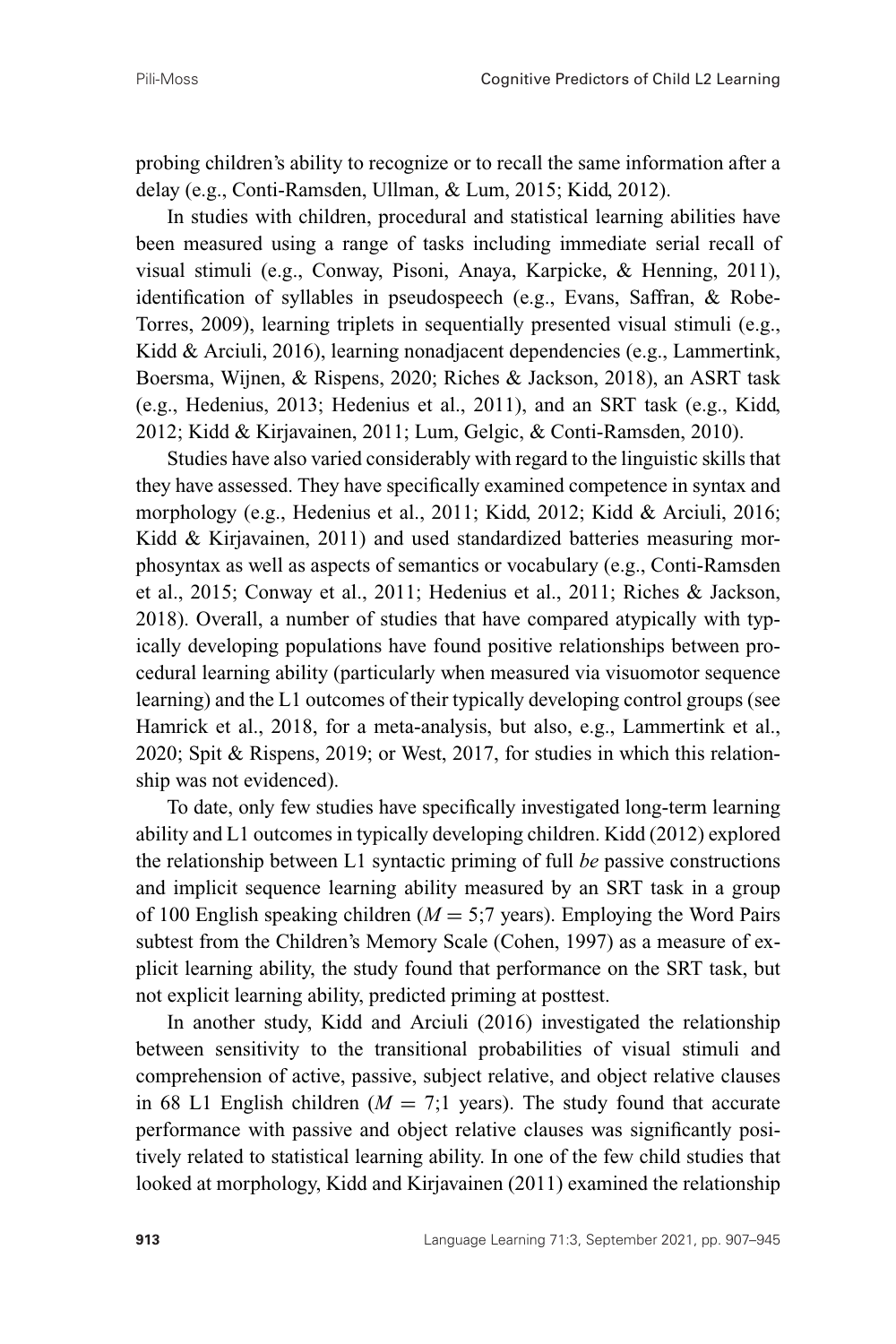probing children's ability to recognize or to recall the same information after a delay (e.g., Conti-Ramsden, Ullman, & Lum, 2015; Kidd, 2012).

In studies with children, procedural and statistical learning abilities have been measured using a range of tasks including immediate serial recall of visual stimuli (e.g., Conway, Pisoni, Anaya, Karpicke, & Henning, 2011), identification of syllables in pseudospeech (e.g., Evans, Saffran, & Robe-Torres, 2009), learning triplets in sequentially presented visual stimuli (e.g., Kidd & Arciuli, 2016), learning nonadjacent dependencies (e.g., Lammertink, Boersma, Wijnen, & Rispens, 2020; Riches & Jackson, 2018), an ASRT task (e.g., Hedenius, 2013; Hedenius et al., 2011), and an SRT task (e.g., Kidd, 2012; Kidd & Kirjavainen, 2011; Lum, Gelgic, & Conti-Ramsden, 2010).

Studies have also varied considerably with regard to the linguistic skills that they have assessed. They have specifically examined competence in syntax and morphology (e.g., Hedenius et al., 2011; Kidd, 2012; Kidd & Arciuli, 2016; Kidd & Kirjavainen, 2011) and used standardized batteries measuring morphosyntax as well as aspects of semantics or vocabulary (e.g., Conti-Ramsden et al., 2015; Conway et al., 2011; Hedenius et al., 2011; Riches & Jackson, 2018). Overall, a number of studies that have compared atypically with typically developing populations have found positive relationships between procedural learning ability (particularly when measured via visuomotor sequence learning) and the L1 outcomes of their typically developing control groups (see Hamrick et al., 2018, for a meta-analysis, but also, e.g., Lammertink et al., 2020; Spit & Rispens, 2019; or West, 2017, for studies in which this relationship was not evidenced).

To date, only few studies have specifically investigated long-term learning ability and L1 outcomes in typically developing children. Kidd (2012) explored the relationship between L1 syntactic priming of full *be* passive constructions and implicit sequence learning ability measured by an SRT task in a group of 100 English speaking children ($M = 5;7$ years). Employing the Word Pairs subtest from the Children's Memory Scale (Cohen, 1997) as a measure of explicit learning ability, the study found that performance on the SRT task, but not explicit learning ability, predicted priming at posttest.

In another study, Kidd and Arciuli (2016) investigated the relationship between sensitivity to the transitional probabilities of visual stimuli and comprehension of active, passive, subject relative, and object relative clauses in 68 L1 English children ($M = 7;1$ years). The study found that accurate performance with passive and object relative clauses was significantly positively related to statistical learning ability. In one of the few child studies that looked at morphology, Kidd and Kirjavainen (2011) examined the relationship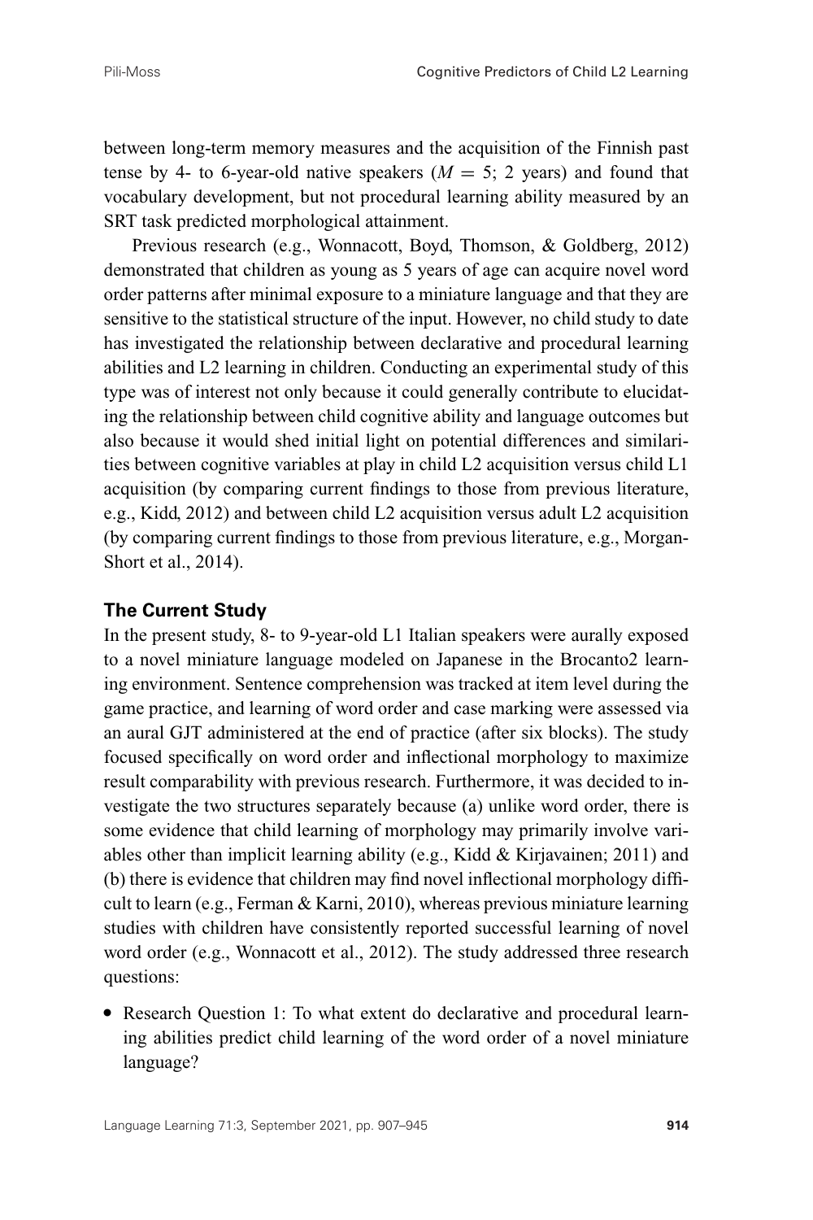between long-term memory measures and the acquisition of the Finnish past tense by 4- to 6-year-old native speakers ($M = 5$; 2 years) and found that vocabulary development, but not procedural learning ability measured by an SRT task predicted morphological attainment.

Previous research (e.g., Wonnacott, Boyd, Thomson, & Goldberg, 2012) demonstrated that children as young as 5 years of age can acquire novel word order patterns after minimal exposure to a miniature language and that they are sensitive to the statistical structure of the input. However, no child study to date has investigated the relationship between declarative and procedural learning abilities and L2 learning in children. Conducting an experimental study of this type was of interest not only because it could generally contribute to elucidating the relationship between child cognitive ability and language outcomes but also because it would shed initial light on potential differences and similarities between cognitive variables at play in child L2 acquisition versus child L1 acquisition (by comparing current findings to those from previous literature, e.g., Kidd, 2012) and between child L2 acquisition versus adult L2 acquisition (by comparing current findings to those from previous literature, e.g., Morgan-Short et al., 2014).

## The Current Study

In the present study, 8- to 9-year-old L1 Italian speakers were aurally exposed to a novel miniature language modeled on Japanese in the Brocanto2 learning environment. Sentence comprehension was tracked at item level during the game practice, and learning of word order and case marking were assessed via an aural GJT administered at the end of practice (after six blocks). The study focused specifically on word order and inflectional morphology to maximize result comparability with previous research. Furthermore, it was decided to investigate the two structures separately because (a) unlike word order, there is some evidence that child learning of morphology may primarily involve variables other than implicit learning ability (e.g., Kidd & Kirjavainen; 2011) and (b) there is evidence that children may find novel inflectional morphology difficult to learn (e.g., Ferman & Karni, 2010), whereas previous miniature learning studies with children have consistently reported successful learning of novel word order (e.g., Wonnacott et al., 2012). The study addressed three research questions:

- Research Question 1: To what extent do declarative and procedural learning abilities predict child learning of the word order of a novel miniature language?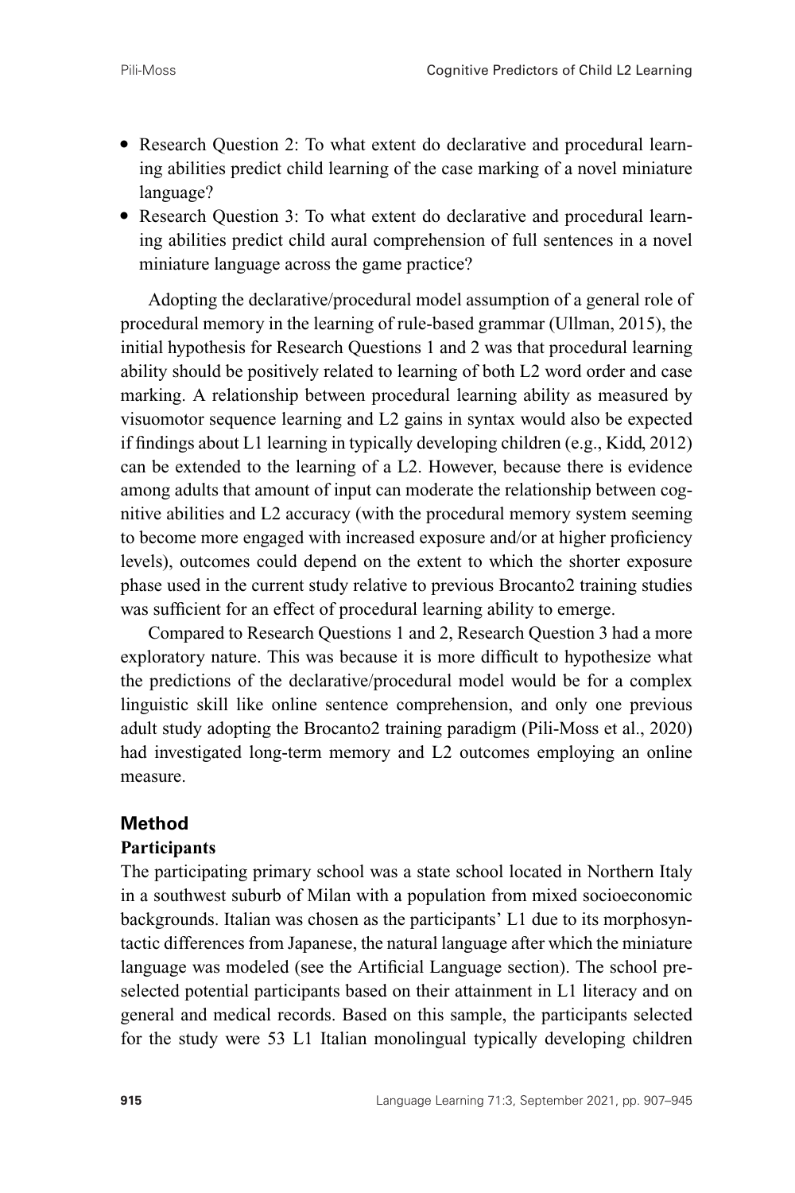- Research Question 2: To what extent do declarative and procedural learning abilities predict child learning of the case marking of a novel miniature language?
- Research Question 3: To what extent do declarative and procedural learning abilities predict child aural comprehension of full sentences in a novel miniature language across the game practice?

Adopting the declarative/procedural model assumption of a general role of procedural memory in the learning of rule-based grammar (Ullman, 2015), the initial hypothesis for Research Questions 1 and 2 was that procedural learning ability should be positively related to learning of both L2 word order and case marking. A relationship between procedural learning ability as measured by visuomotor sequence learning and L2 gains in syntax would also be expected if findings about L1 learning in typically developing children (e.g., Kidd, 2012) can be extended to the learning of a L2. However, because there is evidence among adults that amount of input can moderate the relationship between cognitive abilities and L2 accuracy (with the procedural memory system seeming to become more engaged with increased exposure and/or at higher proficiency levels), outcomes could depend on the extent to which the shorter exposure phase used in the current study relative to previous Brocanto2 training studies was sufficient for an effect of procedural learning ability to emerge.

Compared to Research Questions 1 and 2, Research Question 3 had a more exploratory nature. This was because it is more difficult to hypothesize what the predictions of the declarative/procedural model would be for a complex linguistic skill like online sentence comprehension, and only one previous adult study adopting the Brocanto2 training paradigm (Pili-Moss et al., 2020) had investigated long-term memory and L2 outcomes employing an online measure.

## Method

### Participants

The participating primary school was a state school located in Northern Italy in a southwest suburb of Milan with a population from mixed socioeconomic backgrounds. Italian was chosen as the participants' L1 due to its morphosyntactic differences from Japanese, the natural language after which the miniature language was modeled (see the Artificial Language section). The school preselected potential participants based on their attainment in L1 literacy and on general and medical records. Based on this sample, the participants selected for the study were 53 L1 Italian monolingual typically developing children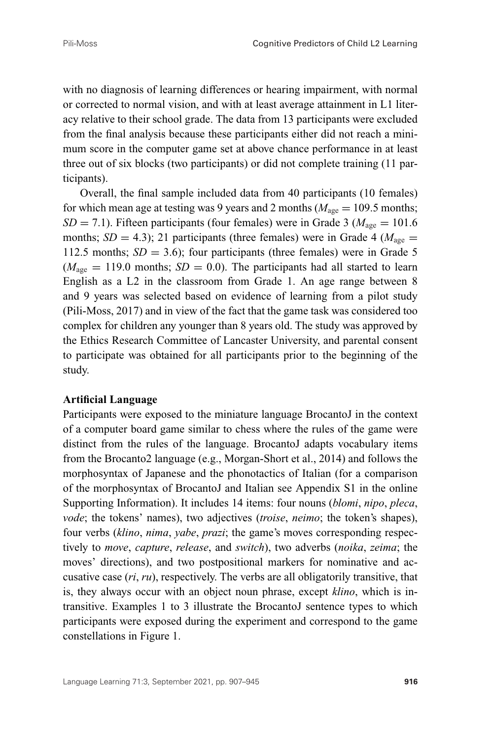with no diagnosis of learning differences or hearing impairment, with normal or corrected to normal vision, and with at least average attainment in L1 literacy relative to their school grade. The data from 13 participants were excluded from the final analysis because these participants either did not reach a minimum score in the computer game set at above chance performance in at least three out of six blocks (two participants) or did not complete training (11 participants).

Overall, the final sample included data from 40 participants (10 females) for which mean age at testing was 9 years and 2 months ($M_{\text{age}} = 109.5$ months; $SD = 7.1$). Fifteen participants (four females) were in Grade 3 ($M_{\text{age}} = 101.6$ months; $SD = 4.3$); 21 participants (three females) were in Grade 4 ($M_{\text{age}} = 112.5$ months; $SD = 3.6$); four participants (three females) were in Grade 5 ($M_{\text{age}} = 119.0$ months; $SD = 0.0$). The participants had all started to learn English as a L2 in the classroom from Grade 1. An age range between 8 and 9 years was selected based on evidence of learning from a pilot study (Pili-Moss, 2017) and in view of the fact that the game task was considered too complex for children any younger than 8 years old. The study was approved by the Ethics Research Committee of Lancaster University, and parental consent to participate was obtained for all participants prior to the beginning of the study.

**Artificial Language**

Participants were exposed to the miniature language BrocantoJ in the context of a computer board game similar to chess where the rules of the game were distinct from the rules of the language. BrocantoJ adapts vocabulary items from the Brocanto2 language (e.g., Morgan-Short et al., 2014) and follows the morphosyntax of Japanese and the phonotactics of Italian (for a comparison of the morphosyntax of BrocantoJ and Italian see Appendix S1 in the online Supporting Information). It includes 14 items: four nouns (*blomi*, *nipo*, *pleca*, *vode*; the tokens' names), two adjectives (*troise*, *neimo*; the token's shapes), four verbs (*klino*, *nima*, *yabe*, *prazi*; the game's moves corresponding respectively to *move*, *capture*, *release*, and *switch*), two adverbs (*noika*, *zeima*; the moves' directions), and two postpositional markers for nominative and accusative case (*ri*, *ru*), respectively. The verbs are all obligatorily transitive, that is, they always occur with an object noun phrase, except *klino*, which is intransitive. Examples 1 to 3 illustrate the BrocantoJ sentence types to which participants were exposed during the experiment and correspond to the game constellations in Figure 1.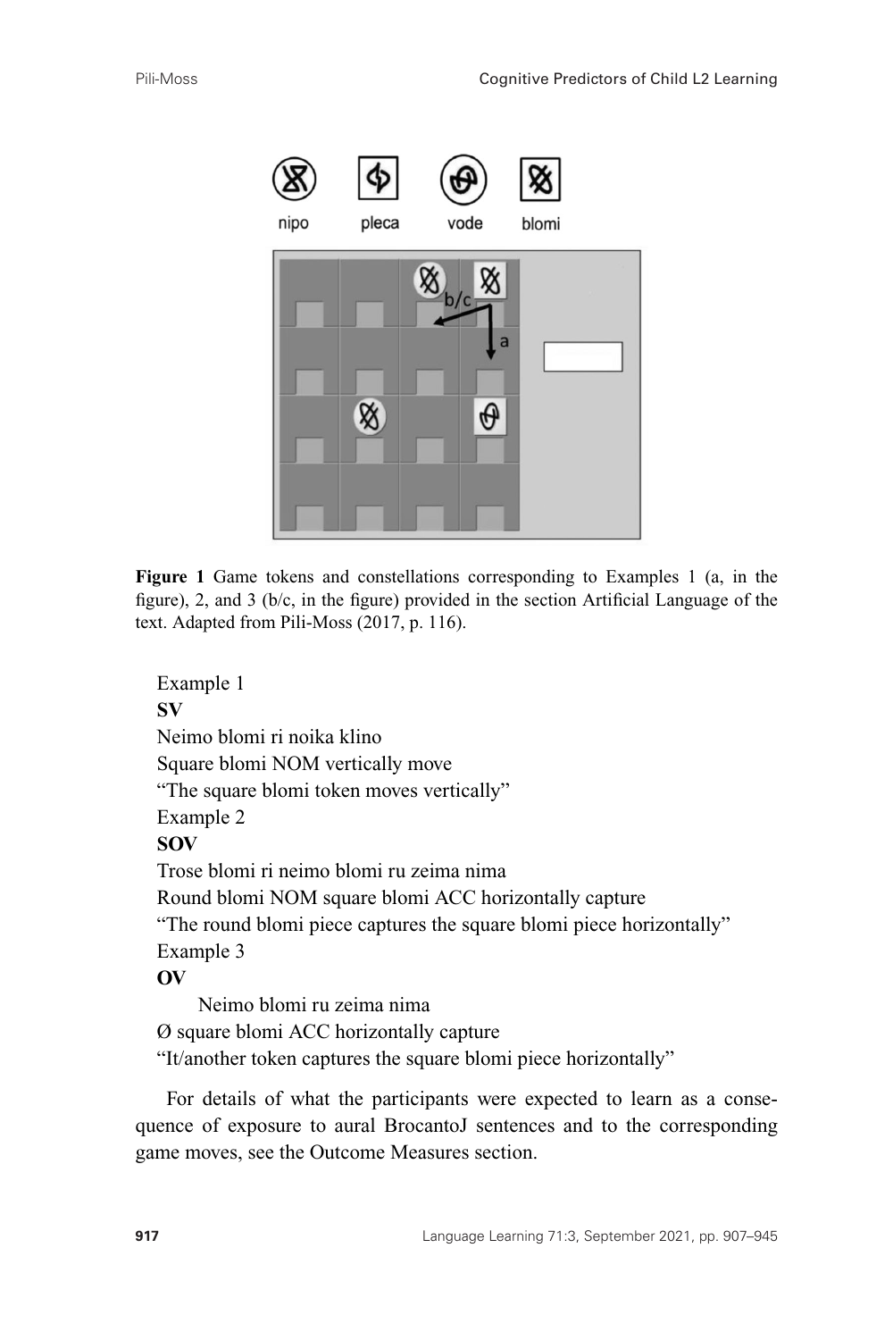**Figure 1** Game tokens and constellations corresponding to Examples 1 (a, in the figure), 2, and 3 (b/c, in the figure) provided in the section Artificial Language of the text. Adapted from Pili-Moss (2017, p. 116).

Example 1
**SV**
Neimo blomi ri noika klino
Square blomi NOM vertically move
"The square blomi token moves vertically"

Example 2
**SOV**
Trose blomi ri neimo blomi ru zeima nima
Round blomi NOM square blomi ACC horizontally capture
"The round blomi piece captures the square blomi piece horizontally"

Example 3
**OV**
Neimo blomi ru zeima nima
Ø square blomi ACC horizontally capture
"It/another token captures the square blomi piece horizontally"

For details of what the participants were expected to learn as a consequence of exposure to aural BrocantoJ sentences and to the corresponding game moves, see the Outcome Measures section.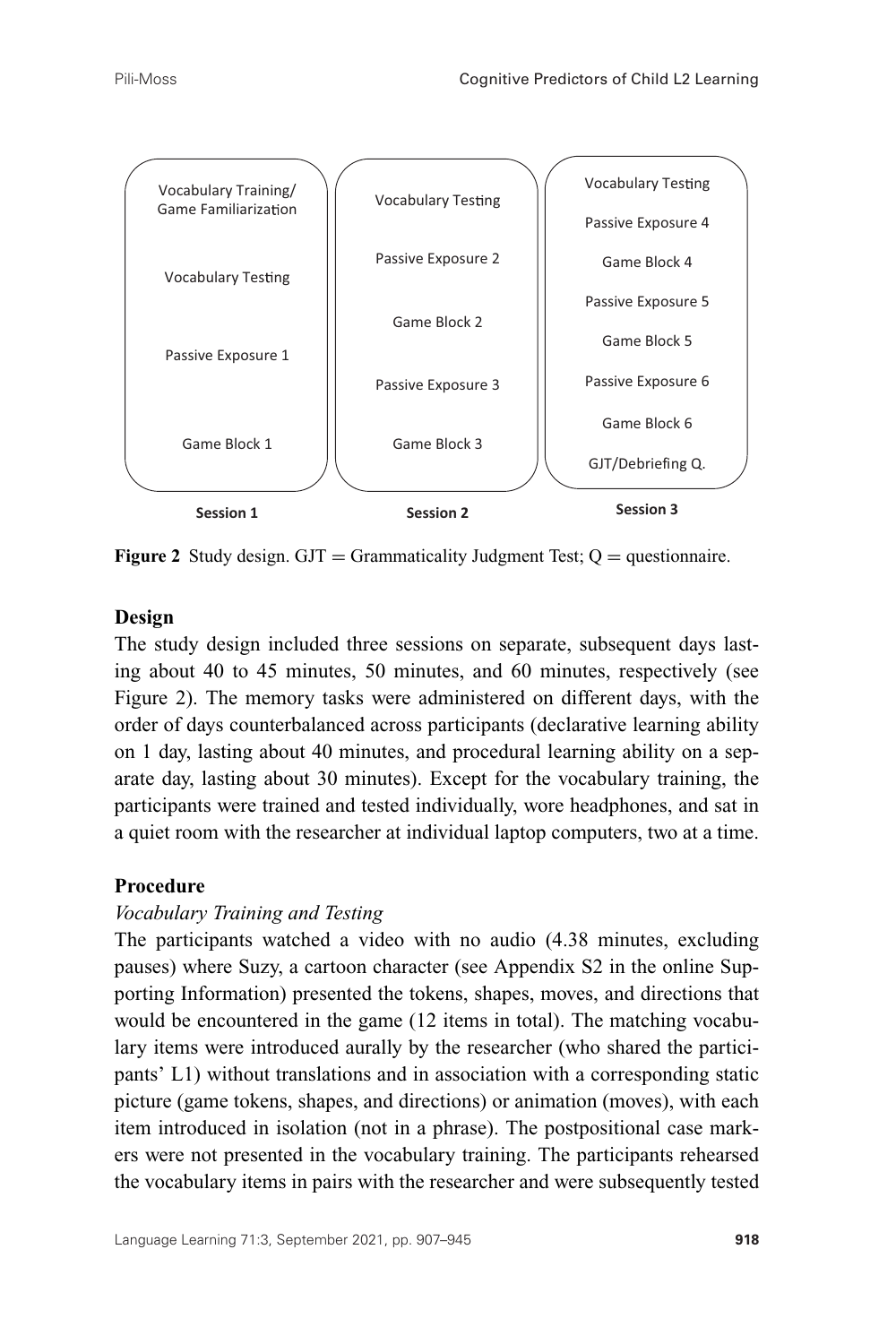| Session 1 | Session 2 | Session 3 |
|---|---|---|
| Vocabulary Training/ Game Familiarization | Vocabulary Testing | Vocabulary Testing |
| Vocabulary Testing | Passive Exposure 2 | Passive Exposure 4 |
| Passive Exposure 1 | Game Block 2 | Game Block 4 |
| Game Block 1 | Passive Exposure 3 | Passive Exposure 5 |
| | Game Block 3 | Game Block 5 |
| | | Passive Exposure 6 |
| | | Game Block 6 |
| | | GJT/Debriefing Q. |

**Figure 2** Study design. GJT = Grammaticality Judgment Test; Q = questionnaire.

### Design

The study design included three sessions on separate, subsequent days lasting about 40 to 45 minutes, 50 minutes, and 60 minutes, respectively (see Figure 2). The memory tasks were administered on different days, with the order of days counterbalanced across participants (declarative learning ability on 1 day, lasting about 40 minutes, and procedural learning ability on a separate day, lasting about 30 minutes). Except for the vocabulary training, the participants were trained and tested individually, wore headphones, and sat in a quiet room with the researcher at individual laptop computers, two at a time.

### Procedure

*Vocabulary Training and Testing*

The participants watched a video with no audio (4.38 minutes, excluding pauses) where Suzy, a cartoon character (see Appendix S2 in the online Supporting Information) presented the tokens, shapes, moves, and directions that would be encountered in the game (12 items in total). The matching vocabulary items were introduced aurally by the researcher (who shared the participants' L1) without translations and in association with a corresponding static picture (game tokens, shapes, and directions) or animation (moves), with each item introduced in isolation (not in a phrase). The postpositional case markers were not presented in the vocabulary training. The participants rehearsed the vocabulary items in pairs with the researcher and were subsequently tested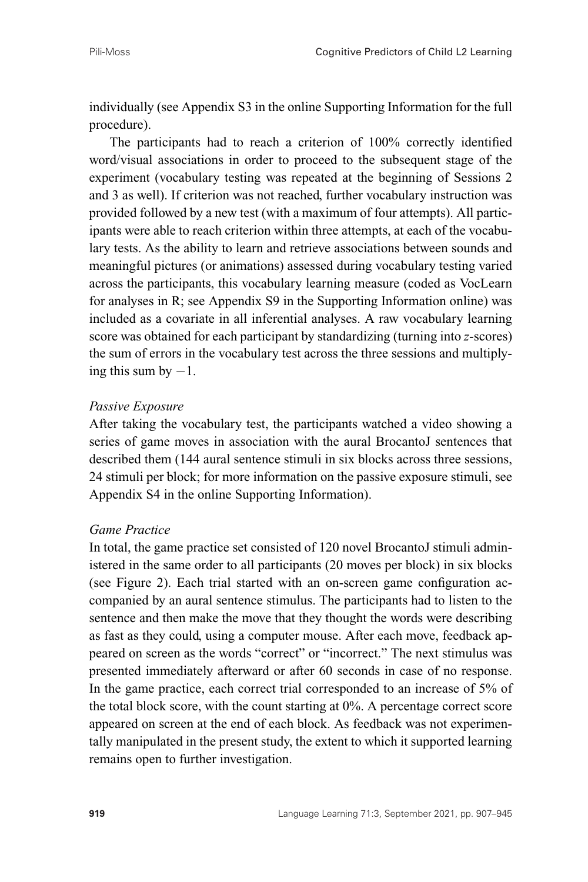individually (see Appendix S3 in the online Supporting Information for the full procedure).

The participants had to reach a criterion of 100% correctly identified word/visual associations in order to proceed to the subsequent stage of the experiment (vocabulary testing was repeated at the beginning of Sessions 2 and 3 as well). If criterion was not reached, further vocabulary instruction was provided followed by a new test (with a maximum of four attempts). All participants were able to reach criterion within three attempts, at each of the vocabulary tests. As the ability to learn and retrieve associations between sounds and meaningful pictures (or animations) assessed during vocabulary testing varied across the participants, this vocabulary learning measure (coded as VocLearn for analyses in R; see Appendix S9 in the Supporting Information online) was included as a covariate in all inferential analyses. A raw vocabulary learning score was obtained for each participant by standardizing (turning into *z*-scores) the sum of errors in the vocabulary test across the three sessions and multiplying this sum by $-1$.

*Passive Exposure*

After taking the vocabulary test, the participants watched a video showing a series of game moves in association with the aural BrocantoJ sentences that described them (144 aural sentence stimuli in six blocks across three sessions, 24 stimuli per block; for more information on the passive exposure stimuli, see Appendix S4 in the online Supporting Information).

*Game Practice*

In total, the game practice set consisted of 120 novel BrocantoJ stimuli administered in the same order to all participants (20 moves per block) in six blocks (see Figure 2). Each trial started with an on-screen game configuration accompanied by an aural sentence stimulus. The participants had to listen to the sentence and then make the move that they thought the words were describing as fast as they could, using a computer mouse. After each move, feedback appeared on screen as the words "correct" or "incorrect." The next stimulus was presented immediately afterward or after 60 seconds in case of no response. In the game practice, each correct trial corresponded to an increase of 5% of the total block score, with the count starting at 0%. A percentage correct score appeared on screen at the end of each block. As feedback was not experimentally manipulated in the present study, the extent to which it supported learning remains open to further investigation.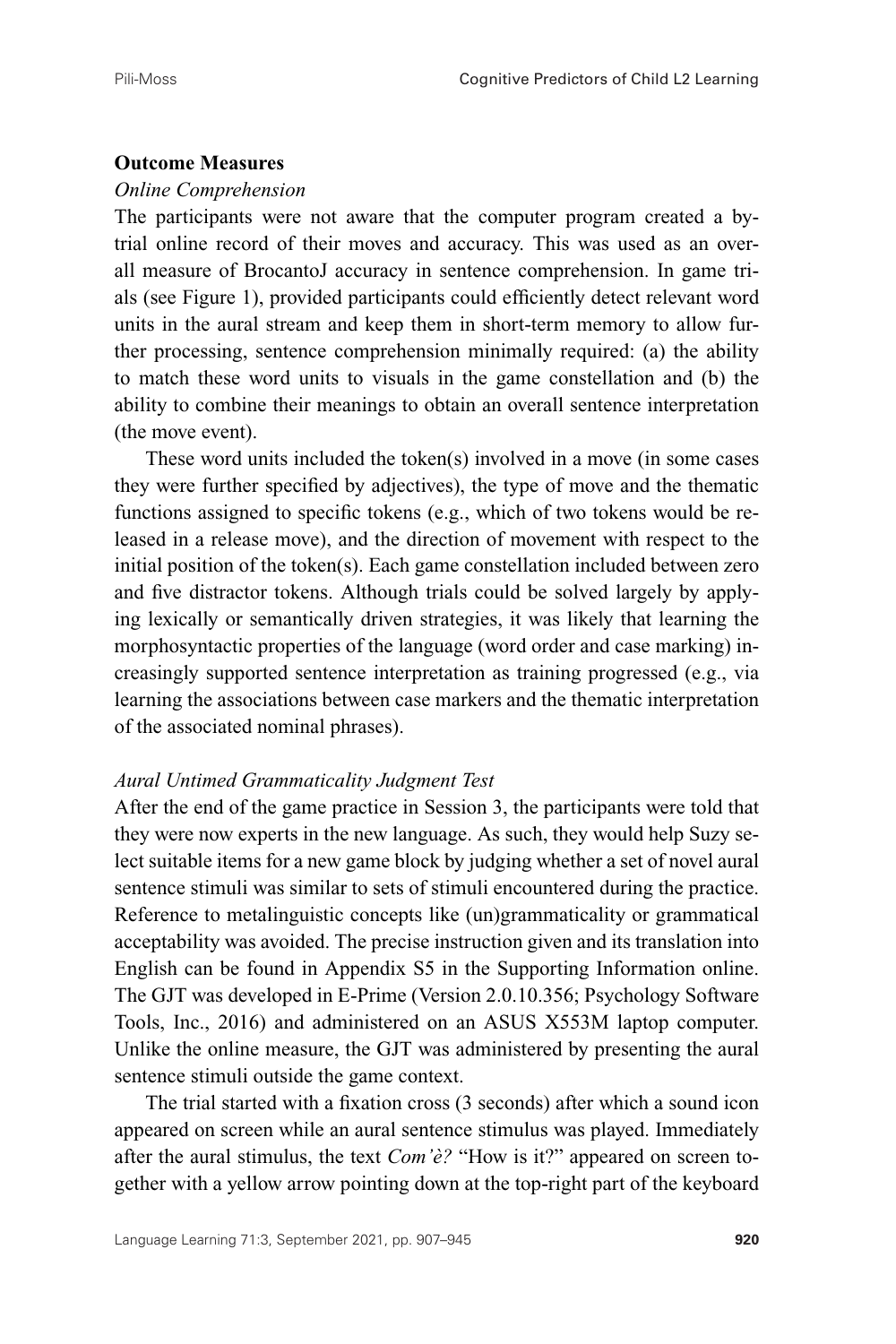**Outcome Measures**

*Online Comprehension*

The participants were not aware that the computer program created a by-trial online record of their moves and accuracy. This was used as an overall measure of BrocantoJ accuracy in sentence comprehension. In game trials (see Figure 1), provided participants could efficiently detect relevant word units in the aural stream and keep them in short-term memory to allow further processing, sentence comprehension minimally required: (a) the ability to match these word units to visuals in the game constellation and (b) the ability to combine their meanings to obtain an overall sentence interpretation (the move event).

These word units included the token(s) involved in a move (in some cases they were further specified by adjectives), the type of move and the thematic functions assigned to specific tokens (e.g., which of two tokens would be released in a release move), and the direction of movement with respect to the initial position of the token(s). Each game constellation included between zero and five distractor tokens. Although trials could be solved largely by applying lexically or semantically driven strategies, it was likely that learning the morphosyntactic properties of the language (word order and case marking) increasingly supported sentence interpretation as training progressed (e.g., via learning the associations between case markers and the thematic interpretation of the associated nominal phrases).

*Aural Untimed Grammaticality Judgment Test*

After the end of the game practice in Session 3, the participants were told that they were now experts in the new language. As such, they would help Suzy select suitable items for a new game block by judging whether a set of novel aural sentence stimuli was similar to sets of stimuli encountered during the practice. Reference to metalinguistic concepts like (un)grammaticality or grammatical acceptability was avoided. The precise instruction given and its translation into English can be found in Appendix S5 in the Supporting Information online. The GJT was developed in E-Prime (Version 2.0.10.356; Psychology Software Tools, Inc., 2016) and administered on an ASUS X553M laptop computer. Unlike the online measure, the GJT was administered by presenting the aural sentence stimuli outside the game context.

The trial started with a fixation cross (3 seconds) after which a sound icon appeared on screen while an aural sentence stimulus was played. Immediately after the aural stimulus, the text *Com'è?* "How is it?" appeared on screen together with a yellow arrow pointing down at the top-right part of the keyboard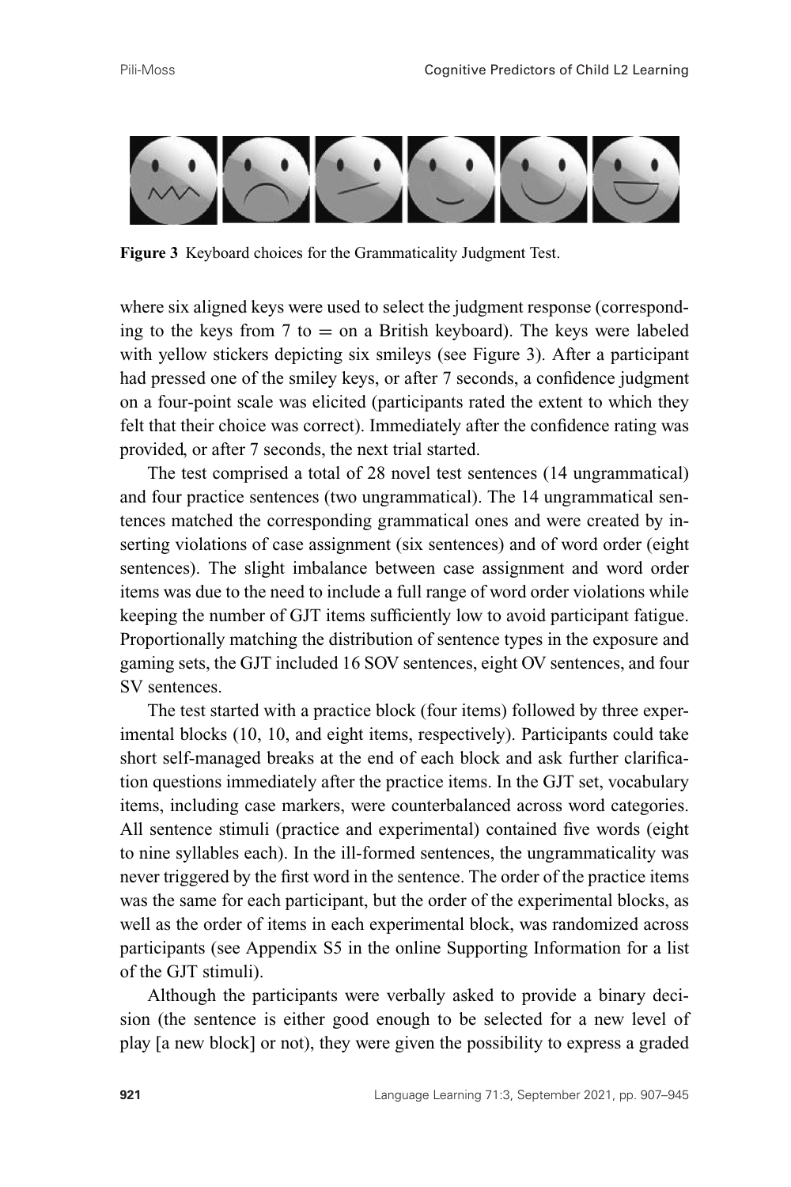**Figure 3** Keyboard choices for the Grammaticality Judgment Test.

where six aligned keys were used to select the judgment response (corresponding to the keys from 7 to = on a British keyboard). The keys were labeled with yellow stickers depicting six smileys (see Figure 3). After a participant had pressed one of the smiley keys, or after 7 seconds, a confidence judgment on a four-point scale was elicited (participants rated the extent to which they felt that their choice was correct). Immediately after the confidence rating was provided, or after 7 seconds, the next trial started.

The test comprised a total of 28 novel test sentences (14 ungrammatical) and four practice sentences (two ungrammatical). The 14 ungrammatical sentences matched the corresponding grammatical ones and were created by inserting violations of case assignment (six sentences) and of word order (eight sentences). The slight imbalance between case assignment and word order items was due to the need to include a full range of word order violations while keeping the number of GJT items sufficiently low to avoid participant fatigue. Proportionally matching the distribution of sentence types in the exposure and gaming sets, the GJT included 16 SOV sentences, eight OV sentences, and four SV sentences.

The test started with a practice block (four items) followed by three experimental blocks (10, 10, and eight items, respectively). Participants could take short self-managed breaks at the end of each block and ask further clarification questions immediately after the practice items. In the GJT set, vocabulary items, including case markers, were counterbalanced across word categories. All sentence stimuli (practice and experimental) contained five words (eight to nine syllables each). In the ill-formed sentences, the ungrammaticality was never triggered by the first word in the sentence. The order of the practice items was the same for each participant, but the order of the experimental blocks, as well as the order of items in each experimental block, was randomized across participants (see Appendix S5 in the online Supporting Information for a list of the GJT stimuli).

Although the participants were verbally asked to provide a binary decision (the sentence is either good enough to be selected for a new level of play [a new block] or not), they were given the possibility to express a graded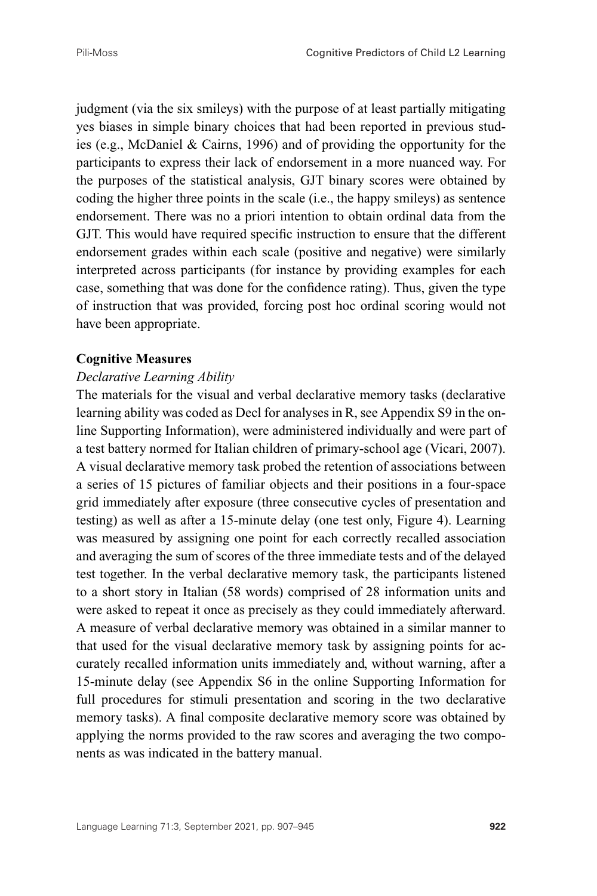judgment (via the six smileys) with the purpose of at least partially mitigating yes biases in simple binary choices that had been reported in previous studies (e.g., McDaniel & Cairns, 1996) and of providing the opportunity for the participants to express their lack of endorsement in a more nuanced way. For the purposes of the statistical analysis, GJT binary scores were obtained by coding the higher three points in the scale (i.e., the happy smileys) as sentence endorsement. There was no a priori intention to obtain ordinal data from the GJT. This would have required specific instruction to ensure that the different endorsement grades within each scale (positive and negative) were similarly interpreted across participants (for instance by providing examples for each case, something that was done for the confidence rating). Thus, given the type of instruction that was provided, forcing post hoc ordinal scoring would not have been appropriate.

### Cognitive Measures

#### *Declarative Learning Ability*

The materials for the visual and verbal declarative memory tasks (declarative learning ability was coded as Decl for analyses in R, see Appendix S9 in the online Supporting Information), were administered individually and were part of a test battery normed for Italian children of primary-school age (Vicari, 2007). A visual declarative memory task probed the retention of associations between a series of 15 pictures of familiar objects and their positions in a four-space grid immediately after exposure (three consecutive cycles of presentation and testing) as well as after a 15-minute delay (one test only, Figure 4). Learning was measured by assigning one point for each correctly recalled association and averaging the sum of scores of the three immediate tests and of the delayed test together. In the verbal declarative memory task, the participants listened to a short story in Italian (58 words) comprised of 28 information units and were asked to repeat it once as precisely as they could immediately afterward. A measure of verbal declarative memory was obtained in a similar manner to that used for the visual declarative memory task by assigning points for accurately recalled information units immediately and, without warning, after a 15-minute delay (see Appendix S6 in the online Supporting Information for full procedures for stimuli presentation and scoring in the two declarative memory tasks). A final composite declarative memory score was obtained by applying the norms provided to the raw scores and averaging the two components as was indicated in the battery manual.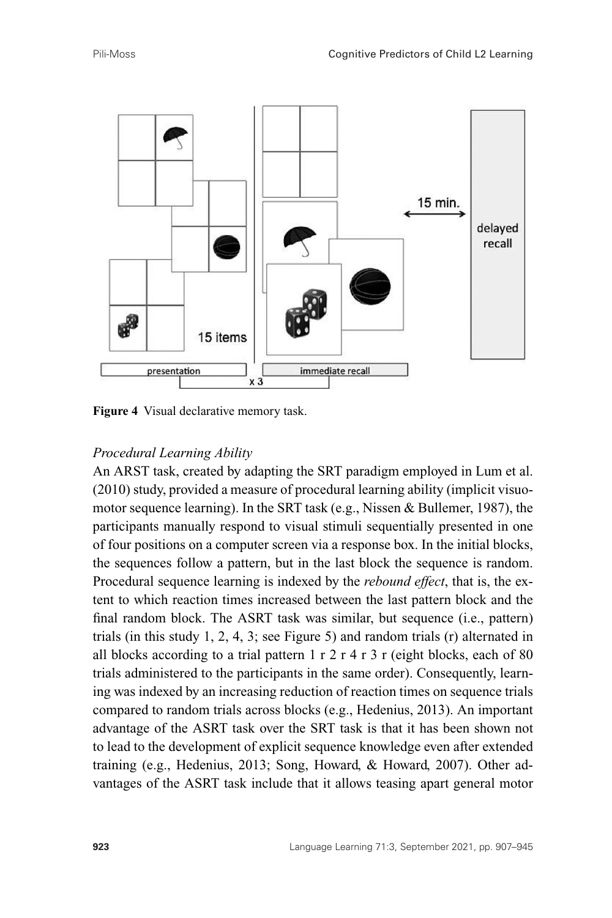**Figure 4** Visual declarative memory task.

*Procedural Learning Ability*

An ARST task, created by adapting the SRT paradigm employed in Lum et al. (2010) study, provided a measure of procedural learning ability (implicit visuomotor sequence learning). In the SRT task (e.g., Nissen & Bullemer, 1987), the participants manually respond to visual stimuli sequentially presented in one of four positions on a computer screen via a response box. In the initial blocks, the sequences follow a pattern, but in the last block the sequence is random. Procedural sequence learning is indexed by the *rebound effect*, that is, the extent to which reaction times increased between the last pattern block and the final random block. The ASRT task was similar, but sequence (i.e., pattern) trials (in this study 1, 2, 4, 3; see Figure 5) and random trials (r) alternated in all blocks according to a trial pattern 1 r 2 r 4 r 3 r (eight blocks, each of 80 trials administered to the participants in the same order). Consequently, learning was indexed by an increasing reduction of reaction times on sequence trials compared to random trials across blocks (e.g., Hedenius, 2013). An important advantage of the ASRT task over the SRT task is that it has been shown not to lead to the development of explicit sequence knowledge even after extended training (e.g., Hedenius, 2013; Song, Howard, & Howard, 2007). Other advantages of the ASRT task include that it allows teasing apart general motor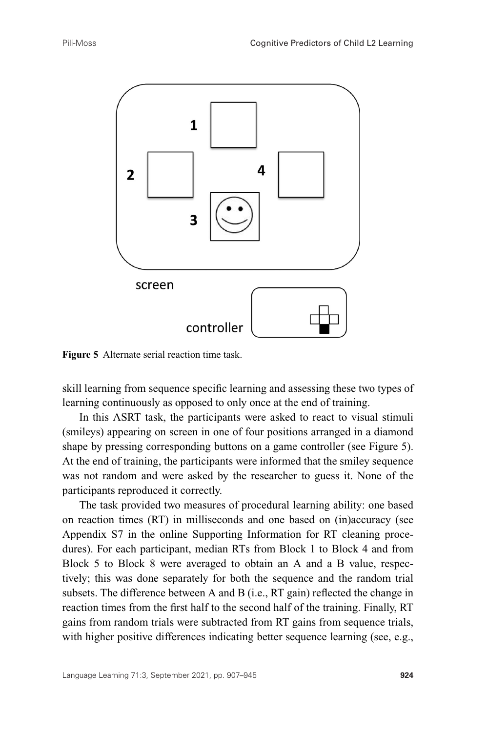**Figure 5** Alternate serial reaction time task.

skill learning from sequence specific learning and assessing these two types of learning continuously as opposed to only once at the end of training.

In this ASRT task, the participants were asked to react to visual stimuli (smileys) appearing on screen in one of four positions arranged in a diamond shape by pressing corresponding buttons on a game controller (see Figure 5). At the end of training, the participants were informed that the smiley sequence was not random and were asked by the researcher to guess it. None of the participants reproduced it correctly.

The task provided two measures of procedural learning ability: one based on reaction times (RT) in milliseconds and one based on (in)accuracy (see Appendix S7 in the online Supporting Information for RT cleaning procedures). For each participant, median RTs from Block 1 to Block 4 and from Block 5 to Block 8 were averaged to obtain an A and a B value, respectively; this was done separately for both the sequence and the random trial subsets. The difference between A and B (i.e., RT gain) reflected the change in reaction times from the first half to the second half of the training. Finally, RT gains from random trials were subtracted from RT gains from sequence trials, with higher positive differences indicating better sequence learning (see, e.g.,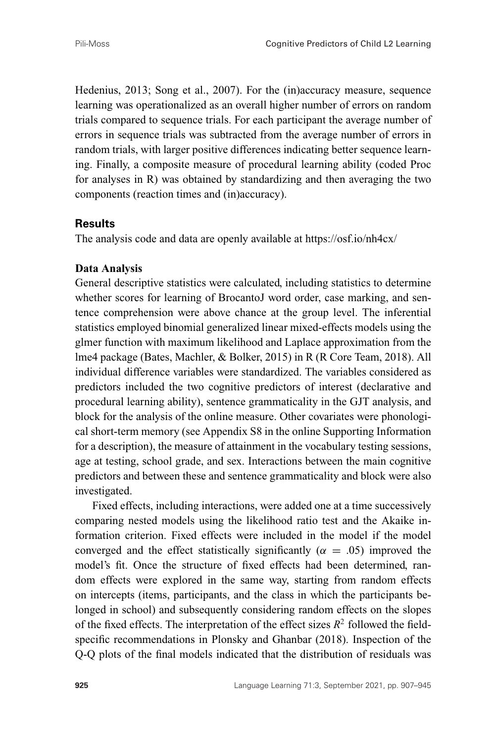Hedenius, 2013; Song et al., 2007). For the (in)accuracy measure, sequence learning was operationalized as an overall higher number of errors on random trials compared to sequence trials. For each participant the average number of errors in sequence trials was subtracted from the average number of errors in random trials, with larger positive differences indicating better sequence learning. Finally, a composite measure of procedural learning ability (coded Proc for analyses in R) was obtained by standardizing and then averaging the two components (reaction times and (in)accuracy).

## Results

The analysis code and data are openly available at https://osf.io/nh4cx/

### Data Analysis

General descriptive statistics were calculated, including statistics to determine whether scores for learning of BrocantoJ word order, case marking, and sentence comprehension were above chance at the group level. The inferential statistics employed binomial generalized linear mixed-effects models using the glmer function with maximum likelihood and Laplace approximation from the lme4 package (Bates, Machler, & Bolker, 2015) in R (R Core Team, 2018). All individual difference variables were standardized. The variables considered as predictors included the two cognitive predictors of interest (declarative and procedural learning ability), sentence grammaticality in the GJT analysis, and block for the analysis of the online measure. Other covariates were phonological short-term memory (see Appendix S8 in the online Supporting Information for a description), the measure of attainment in the vocabulary testing sessions, age at testing, school grade, and sex. Interactions between the main cognitive predictors and between these and sentence grammaticality and block were also investigated.

Fixed effects, including interactions, were added one at a time successively comparing nested models using the likelihood ratio test and the Akaike information criterion. Fixed effects were included in the model if the model converged and the effect statistically significantly ($\alpha = .05$) improved the model's fit. Once the structure of fixed effects had been determined, random effects were explored in the same way, starting from random effects on intercepts (items, participants, and the class in which the participants belonged in school) and subsequently considering random effects on the slopes of the fixed effects. The interpretation of the effect sizes $R^2$ followed the field-specific recommendations in Plonsky and Ghanbar (2018). Inspection of the Q-Q plots of the final models indicated that the distribution of residuals was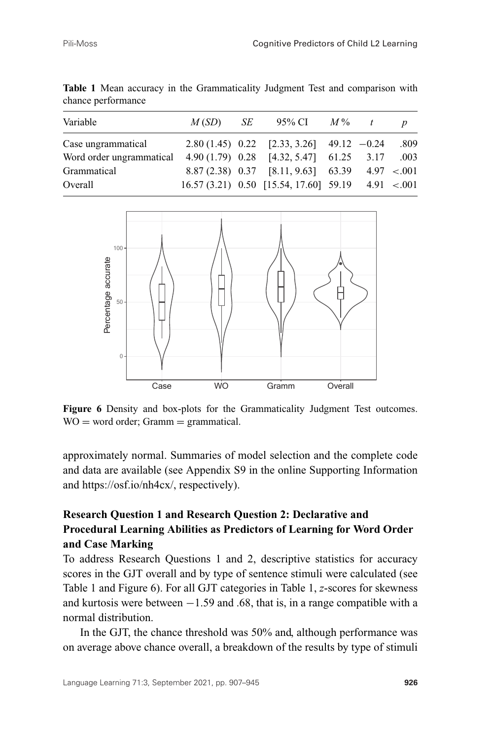**Table 1** Mean accuracy in the Grammaticality Judgment Test and comparison with chance performance

| Variable | *M* (*SD*) | *SE* | 95% CI | *M* % | *t* | *p* |
|---|---|---|---|---|---|---|
| Case ungrammatical | 2.80 (1.45) | 0.22 | [2.33, 3.26] | 49.12 | −0.24 | .809 |
| Word order ungrammatical | 4.90 (1.79) | 0.28 | [4.32, 5.47] | 61.25 | 3.17 | .003 |
| Grammatical | 8.87 (2.38) | 0.37 | [8.11, 9.63] | 63.39 | 4.97 | <.001 |
| Overall | 16.57 (3.21) | 0.50 | [15.54, 17.60] | 59.19 | 4.91 | <.001 |

**Figure 6** Density and box-plots for the Grammaticality Judgment Test outcomes. WO = word order; Gramm = grammatical.

approximately normal. Summaries of model selection and the complete code and data are available (see Appendix S9 in the online Supporting Information and https://osf.io/nh4cx/, respectively).

### Research Question 1 and Research Question 2: Declarative and Procedural Learning Abilities as Predictors of Learning for Word Order and Case Marking

To address Research Questions 1 and 2, descriptive statistics for accuracy scores in the GJT overall and by type of sentence stimuli were calculated (see Table 1 and Figure 6). For all GJT categories in Table 1, *z*-scores for skewness and kurtosis were between −1.59 and .68, that is, in a range compatible with a normal distribution.

In the GJT, the chance threshold was 50% and, although performance was on average above chance overall, a breakdown of the results by type of stimuli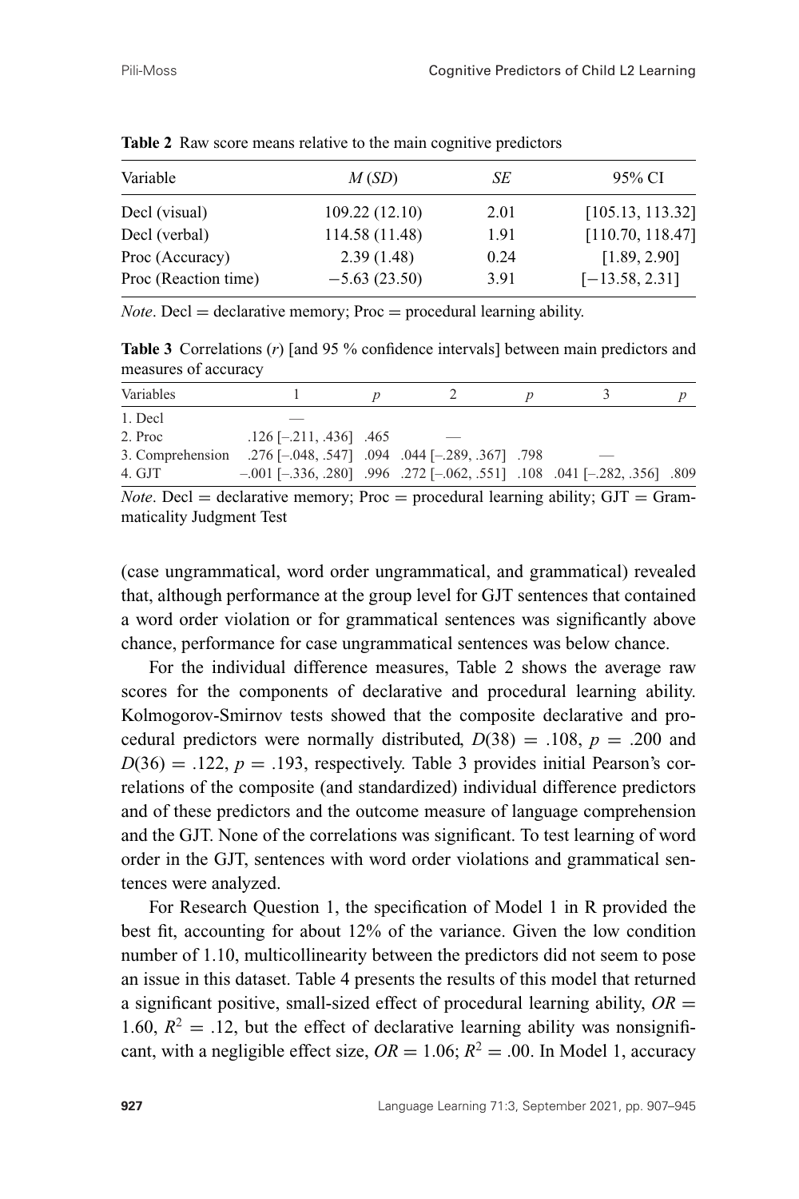**Table 2** Raw score means relative to the main cognitive predictors

| Variable | *M* (*SD*) | *SE* | 95% CI |
|---|---|---|---|
| Decl (visual) | 109.22 (12.10) | 2.01 | [105.13, 113.32] |
| Decl (verbal) | 114.58 (11.48) | 1.91 | [110.70, 118.47] |
| Proc (Accuracy) | 2.39 (1.48) | 0.24 | [1.89, 2.90] |
| Proc (Reaction time) | −5.63 (23.50) | 3.91 | [−13.58, 2.31] |

*Note*. Decl = declarative memory; Proc = procedural learning ability.

**Table 3** Correlations (*r*) [and 95 % confidence intervals] between main predictors and measures of accuracy

| Variables | 1 | *p* | 2 | *p* | 3 | *p* |
|---|---|---|---|---|---|---|
| 1. Decl | — | | | | | |
| 2. Proc | .126 [–.211, .436] | .465 | — | | | |
| 3. Comprehension | .276 [–.048, .547] | .094 | .044 [–.289, .367] | .798 | — | |
| 4. GJT | –.001 [–.336, .280] | .996 | .272 [–.062, .551] | .108 | .041 [–.282, .356] | .809 |

*Note*. Decl = declarative memory; Proc = procedural learning ability; GJT = Grammaticality Judgment Test

(case ungrammatical, word order ungrammatical, and grammatical) revealed that, although performance at the group level for GJT sentences that contained a word order violation or for grammatical sentences was significantly above chance, performance for case ungrammatical sentences was below chance.

For the individual difference measures, Table 2 shows the average raw scores for the components of declarative and procedural learning ability. Kolmogorov-Smirnov tests showed that the composite declarative and procedural predictors were normally distributed, $D(38) = .108$, $p = .200$ and $D(36) = .122$, $p = .193$, respectively. Table 3 provides initial Pearson's correlations of the composite (and standardized) individual difference predictors and of these predictors and the outcome measure of language comprehension and the GJT. None of the correlations was significant. To test learning of word order in the GJT, sentences with word order violations and grammatical sentences were analyzed.

For Research Question 1, the specification of Model 1 in R provided the best fit, accounting for about 12% of the variance. Given the low condition number of 1.10, multicollinearity between the predictors did not seem to pose an issue in this dataset. Table 4 presents the results of this model that returned a significant positive, small-sized effect of procedural learning ability, $OR = 1.60$, $R^2 = .12$, but the effect of declarative learning ability was nonsignificant, with a negligible effect size, $OR = 1.06$; $R^2 = .00$. In Model 1, accuracy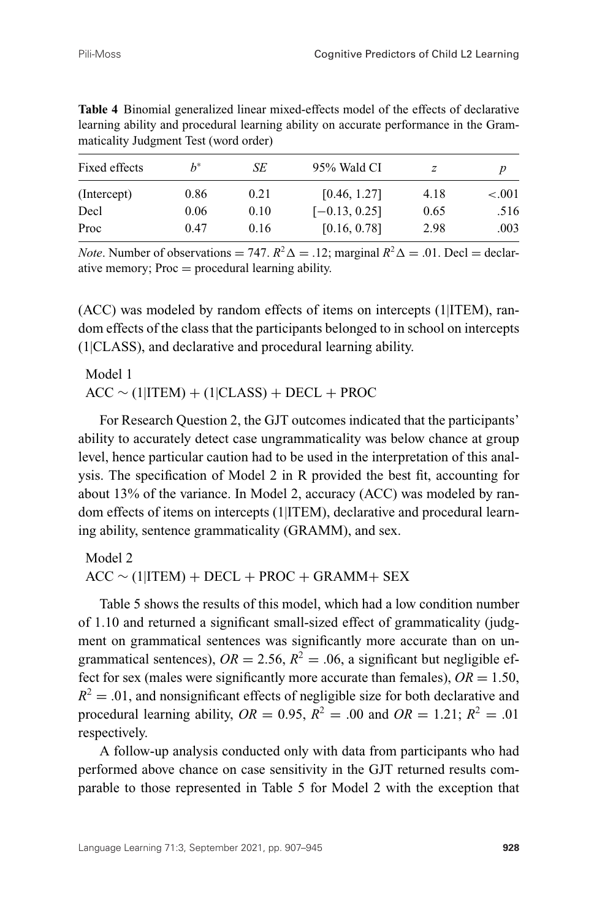**Table 4** Binomial generalized linear mixed-effects model of the effects of declarative learning ability and procedural learning ability on accurate performance in the Grammaticality Judgment Test (word order)

| Fixed effects | $b^*$ | *SE* | 95% Wald CI | *z* | *p* |
|---|---|---|---|---|---|
| (Intercept) | 0.86 | 0.21 | [0.46, 1.27] | 4.18 | <.001 |
| Decl | 0.06 | 0.10 | [−0.13, 0.25] | 0.65 | .516 |
| Proc | 0.47 | 0.16 | [0.16, 0.78] | 2.98 | .003 |

*Note*. Number of observations = 747. $R^2\Delta = .12$; marginal $R^2\Delta = .01$. Decl = declarative memory; Proc = procedural learning ability.

(ACC) was modeled by random effects of items on intercepts (1|ITEM), random effects of the class that the participants belonged to in school on intercepts (1|CLASS), and declarative and procedural learning ability.

Model 1
ACC ∼ (1|ITEM) + (1|CLASS) + DECL + PROC

For Research Question 2, the GJT outcomes indicated that the participants' ability to accurately detect case ungrammaticality was below chance at group level, hence particular caution had to be used in the interpretation of this analysis. The specification of Model 2 in R provided the best fit, accounting for about 13% of the variance. In Model 2, accuracy (ACC) was modeled by random effects of items on intercepts (1|ITEM), declarative and procedural learning ability, sentence grammaticality (GRAMM), and sex.

Model 2
ACC ∼ (1|ITEM) + DECL + PROC + GRAMM+ SEX

Table 5 shows the results of this model, which had a low condition number of 1.10 and returned a significant small-sized effect of grammaticality (judgment on grammatical sentences was significantly more accurate than on ungrammatical sentences), $OR = 2.56$, $R^2 = .06$, a significant but negligible effect for sex (males were significantly more accurate than females), $OR = 1.50$, $R^2 = .01$, and nonsignificant effects of negligible size for both declarative and procedural learning ability, $OR = 0.95$, $R^2 = .00$ and $OR = 1.21$; $R^2 = .01$ respectively.

A follow-up analysis conducted only with data from participants who had performed above chance on case sensitivity in the GJT returned results comparable to those represented in Table 5 for Model 2 with the exception that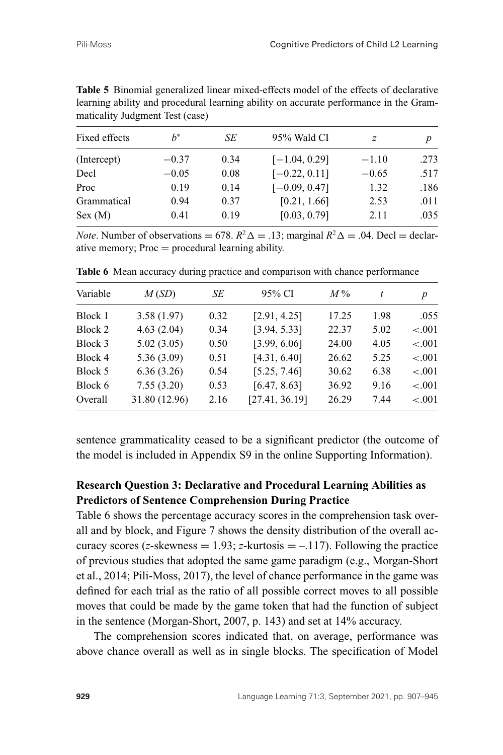**Table 5** Binomial generalized linear mixed-effects model of the effects of declarative learning ability and procedural learning ability on accurate performance in the Grammaticality Judgment Test (case)

| Fixed effects | $b^*$ | *SE* | 95% Wald CI | *z* | *p* |
|---|---|---|---|---|---|
| (Intercept) | −0.37 | 0.34 | [−1.04, 0.29] | −1.10 | .273 |
| Decl | −0.05 | 0.08 | [−0.22, 0.11] | −0.65 | .517 |
| Proc | 0.19 | 0.14 | [−0.09, 0.47] | 1.32 | .186 |
| Grammatical | 0.94 | 0.37 | [0.21, 1.66] | 2.53 | .011 |
| Sex (M) | 0.41 | 0.19 | [0.03, 0.79] | 2.11 | .035 |

*Note*. Number of observations = 678. $R^2\Delta$ = .13; marginal $R^2\Delta$ = .04. Decl = declarative memory; Proc = procedural learning ability.

**Table 6** Mean accuracy during practice and comparison with chance performance

| Variable | *M* (*SD*) | *SE* | 95% CI | *M* % | *t* | *p* |
|---|---|---|---|---|---|---|
| Block 1 | 3.58 (1.97) | 0.32 | [2.91, 4.25] | 17.25 | 1.98 | .055 |
| Block 2 | 4.63 (2.04) | 0.34 | [3.94, 5.33] | 22.37 | 5.02 | <.001 |
| Block 3 | 5.02 (3.05) | 0.50 | [3.99, 6.06] | 24.00 | 4.05 | <.001 |
| Block 4 | 5.36 (3.09) | 0.51 | [4.31, 6.40] | 26.62 | 5.25 | <.001 |
| Block 5 | 6.36 (3.26) | 0.54 | [5.25, 7.46] | 30.62 | 6.38 | <.001 |
| Block 6 | 7.55 (3.20) | 0.53 | [6.47, 8.63] | 36.92 | 9.16 | <.001 |
| Overall | 31.80 (12.96) | 2.16 | [27.41, 36.19] | 26.29 | 7.44 | <.001 |

sentence grammaticality ceased to be a significant predictor (the outcome of the model is included in Appendix S9 in the online Supporting Information).

### Research Question 3: Declarative and Procedural Learning Abilities as Predictors of Sentence Comprehension During Practice

Table 6 shows the percentage accuracy scores in the comprehension task overall and by block, and Figure 7 shows the density distribution of the overall accuracy scores (*z*-skewness = 1.93; *z*-kurtosis = –.117). Following the practice of previous studies that adopted the same game paradigm (e.g., Morgan-Short et al., 2014; Pili-Moss, 2017), the level of chance performance in the game was defined for each trial as the ratio of all possible correct moves to all possible moves that could be made by the game token that had the function of subject in the sentence (Morgan-Short, 2007, p. 143) and set at 14% accuracy.

The comprehension scores indicated that, on average, performance was above chance overall as well as in single blocks. The specification of Model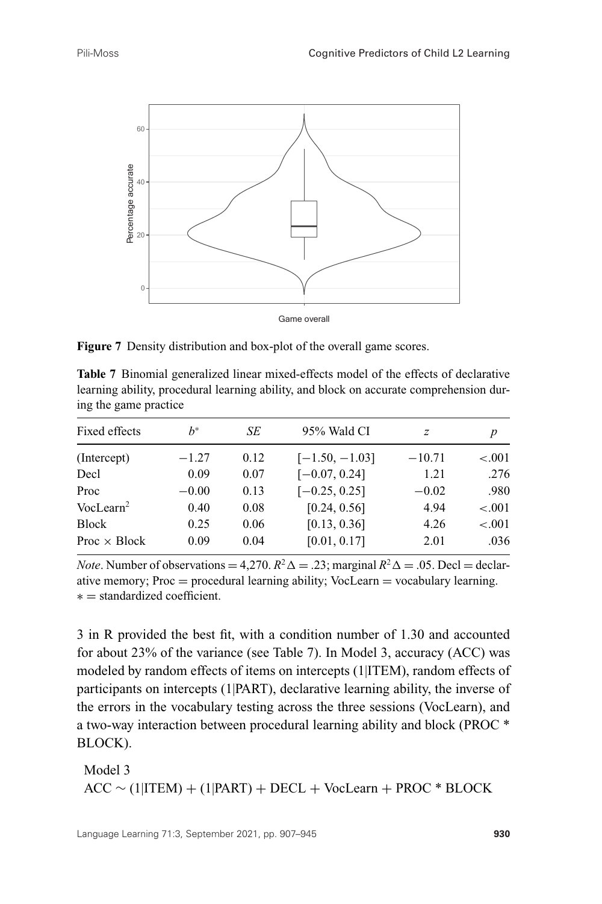**Figure 7** Density distribution and box-plot of the overall game scores.

**Table 7** Binomial generalized linear mixed-effects model of the effects of declarative learning ability, procedural learning ability, and block on accurate comprehension during the game practice

| Fixed effects | $b^*$ | *SE* | 95% Wald CI | *z* | *p* |
|---|---|---|---|---|---|
| (Intercept) | −1.27 | 0.12 | [−1.50, −1.03] | −10.71 | <.001 |
| Decl | 0.09 | 0.07 | [−0.07, 0.24] | 1.21 | .276 |
| Proc | −0.00 | 0.13 | [−0.25, 0.25] | −0.02 | .980 |
| $\text{VocLearn}^2$ | 0.40 | 0.08 | [0.24, 0.56] | 4.94 | <.001 |
| Block | 0.25 | 0.06 | [0.13, 0.36] | 4.26 | <.001 |
| Proc × Block | 0.09 | 0.04 | [0.01, 0.17] | 2.01 | .036 |

*Note*. Number of observations = 4,270. $R^2\Delta = .23$; marginal $R^2\Delta = .05$. Decl = declarative memory; Proc = procedural learning ability; VocLearn = vocabulary learning. * = standardized coefficient.

3 in R provided the best fit, with a condition number of 1.30 and accounted for about 23% of the variance (see Table 7). In Model 3, accuracy (ACC) was modeled by random effects of items on intercepts (1|ITEM), random effects of participants on intercepts (1|PART), declarative learning ability, the inverse of the errors in the vocabulary testing across the three sessions (VocLearn), and a two-way interaction between procedural learning ability and block (PROC * BLOCK).

Model 3
ACC ∼ (1|ITEM) + (1|PART) + DECL + VocLearn + PROC * BLOCK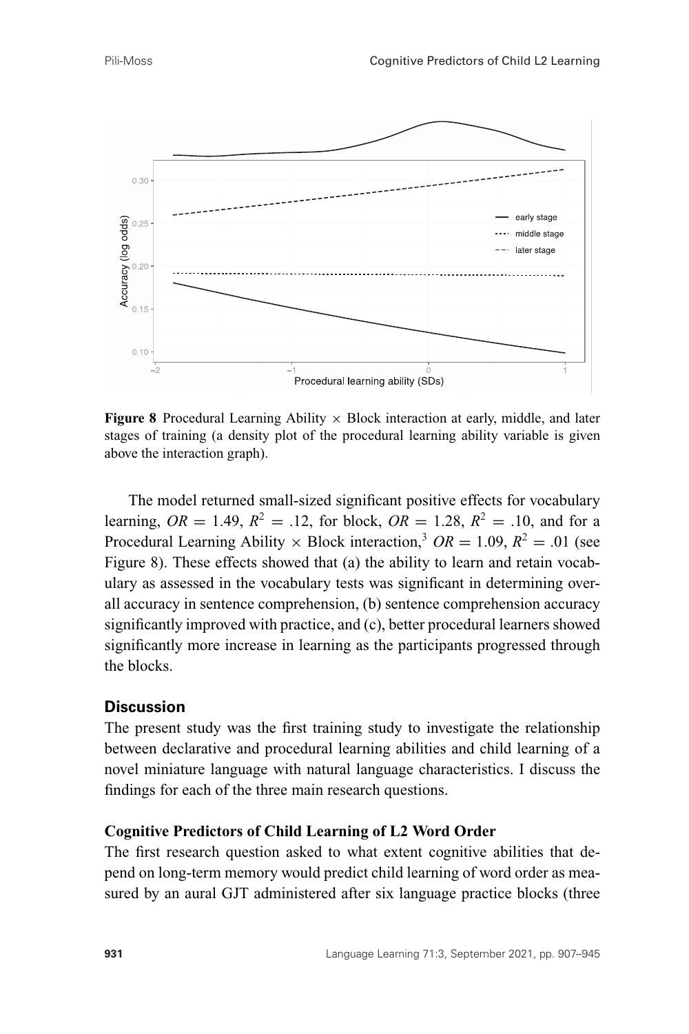**Figure 8** Procedural Learning Ability × Block interaction at early, middle, and later stages of training (a density plot of the procedural learning ability variable is given above the interaction graph).

The model returned small-sized significant positive effects for vocabulary learning, $OR = 1.49$, $R^2 = .12$, for block, $OR = 1.28$, $R^2 = .10$, and for a Procedural Learning Ability × Block interaction,[3] $OR = 1.09$, $R^2 = .01$ (see Figure 8). These effects showed that (a) the ability to learn and retain vocabulary as assessed in the vocabulary tests was significant in determining overall accuracy in sentence comprehension, (b) sentence comprehension accuracy significantly improved with practice, and (c), better procedural learners showed significantly more increase in learning as the participants progressed through the blocks.

## Discussion

The present study was the first training study to investigate the relationship between declarative and procedural learning abilities and child learning of a novel miniature language with natural language characteristics. I discuss the findings for each of the three main research questions.

### Cognitive Predictors of Child Learning of L2 Word Order

The first research question asked to what extent cognitive abilities that depend on long-term memory would predict child learning of word order as measured by an aural GJT administered after six language practice blocks (three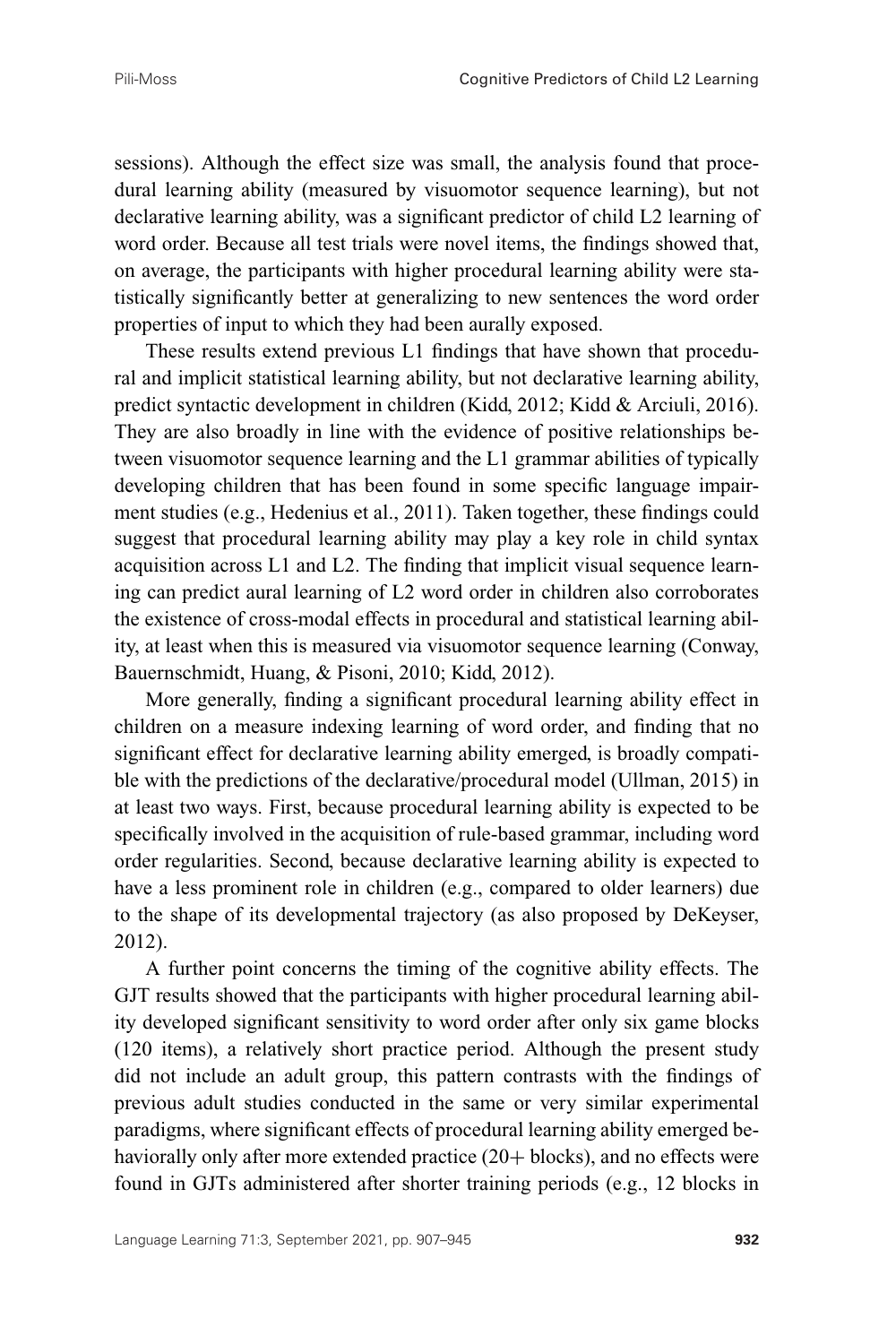sessions). Although the effect size was small, the analysis found that procedural learning ability (measured by visuomotor sequence learning), but not declarative learning ability, was a significant predictor of child L2 learning of word order. Because all test trials were novel items, the findings showed that, on average, the participants with higher procedural learning ability were statistically significantly better at generalizing to new sentences the word order properties of input to which they had been aurally exposed.

These results extend previous L1 findings that have shown that procedural and implicit statistical learning ability, but not declarative learning ability, predict syntactic development in children (Kidd, 2012; Kidd & Arciuli, 2016). They are also broadly in line with the evidence of positive relationships between visuomotor sequence learning and the L1 grammar abilities of typically developing children that has been found in some specific language impairment studies (e.g., Hedenius et al., 2011). Taken together, these findings could suggest that procedural learning ability may play a key role in child syntax acquisition across L1 and L2. The finding that implicit visual sequence learning can predict aural learning of L2 word order in children also corroborates the existence of cross-modal effects in procedural and statistical learning ability, at least when this is measured via visuomotor sequence learning (Conway, Bauernschmidt, Huang, & Pisoni, 2010; Kidd, 2012).

More generally, finding a significant procedural learning ability effect in children on a measure indexing learning of word order, and finding that no significant effect for declarative learning ability emerged, is broadly compatible with the predictions of the declarative/procedural model (Ullman, 2015) in at least two ways. First, because procedural learning ability is expected to be specifically involved in the acquisition of rule-based grammar, including word order regularities. Second, because declarative learning ability is expected to have a less prominent role in children (e.g., compared to older learners) due to the shape of its developmental trajectory (as also proposed by DeKeyser, 2012).

A further point concerns the timing of the cognitive ability effects. The GJT results showed that the participants with higher procedural learning ability developed significant sensitivity to word order after only six game blocks (120 items), a relatively short practice period. Although the present study did not include an adult group, this pattern contrasts with the findings of previous adult studies conducted in the same or very similar experimental paradigms, where significant effects of procedural learning ability emerged behaviorally only after more extended practice (20+ blocks), and no effects were found in GJTs administered after shorter training periods (e.g., 12 blocks in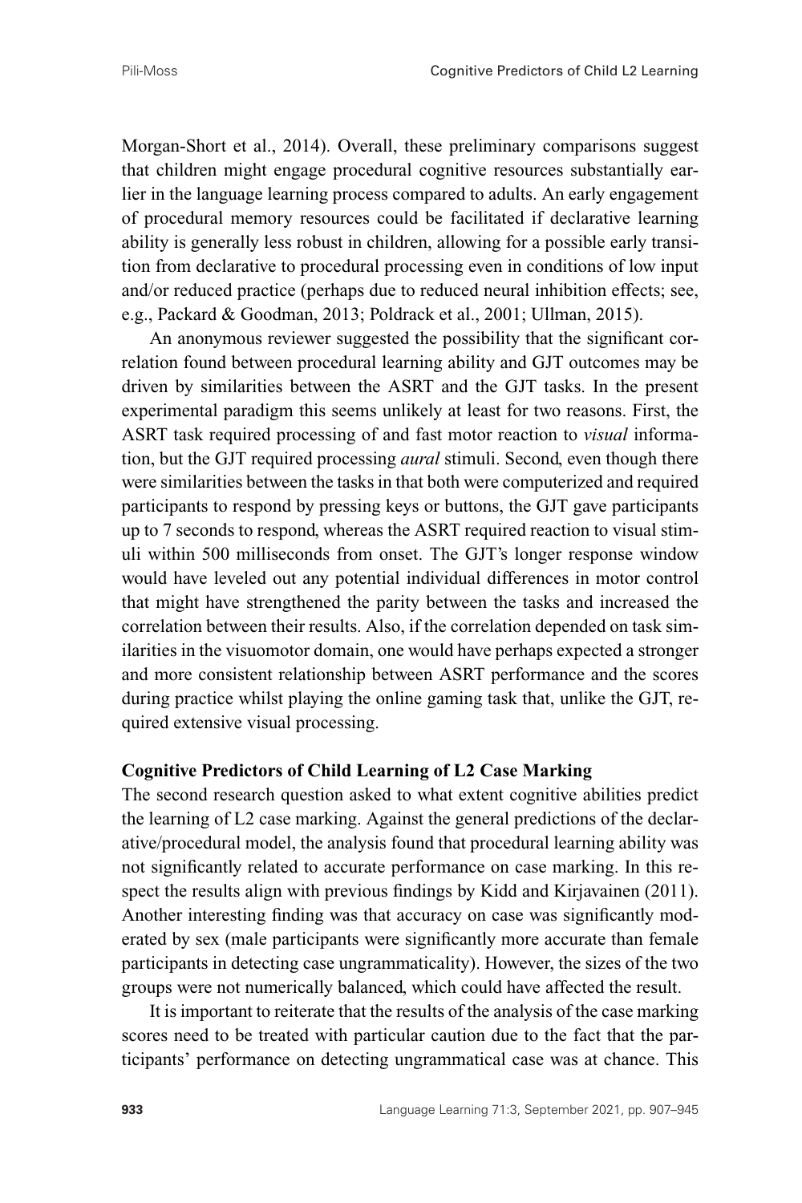Morgan-Short et al., 2014). Overall, these preliminary comparisons suggest that children might engage procedural cognitive resources substantially earlier in the language learning process compared to adults. An early engagement of procedural memory resources could be facilitated if declarative learning ability is generally less robust in children, allowing for a possible early transition from declarative to procedural processing even in conditions of low input and/or reduced practice (perhaps due to reduced neural inhibition effects; see, e.g., Packard & Goodman, 2013; Poldrack et al., 2001; Ullman, 2015).

An anonymous reviewer suggested the possibility that the significant correlation found between procedural learning ability and GJT outcomes may be driven by similarities between the ASRT and the GJT tasks. In the present experimental paradigm this seems unlikely at least for two reasons. First, the ASRT task required processing of and fast motor reaction to *visual* information, but the GJT required processing *aural* stimuli. Second, even though there were similarities between the tasks in that both were computerized and required participants to respond by pressing keys or buttons, the GJT gave participants up to 7 seconds to respond, whereas the ASRT required reaction to visual stimuli within 500 milliseconds from onset. The GJT's longer response window would have leveled out any potential individual differences in motor control that might have strengthened the parity between the tasks and increased the correlation between their results. Also, if the correlation depended on task similarities in the visuomotor domain, one would have perhaps expected a stronger and more consistent relationship between ASRT performance and the scores during practice whilst playing the online gaming task that, unlike the GJT, required extensive visual processing.

### Cognitive Predictors of Child Learning of L2 Case Marking

The second research question asked to what extent cognitive abilities predict the learning of L2 case marking. Against the general predictions of the declarative/procedural model, the analysis found that procedural learning ability was not significantly related to accurate performance on case marking. In this respect the results align with previous findings by Kidd and Kirjavainen (2011). Another interesting finding was that accuracy on case was significantly moderated by sex (male participants were significantly more accurate than female participants in detecting case ungrammaticality). However, the sizes of the two groups were not numerically balanced, which could have affected the result.

It is important to reiterate that the results of the analysis of the case marking scores need to be treated with particular caution due to the fact that the participants' performance on detecting ungrammatical case was at chance. This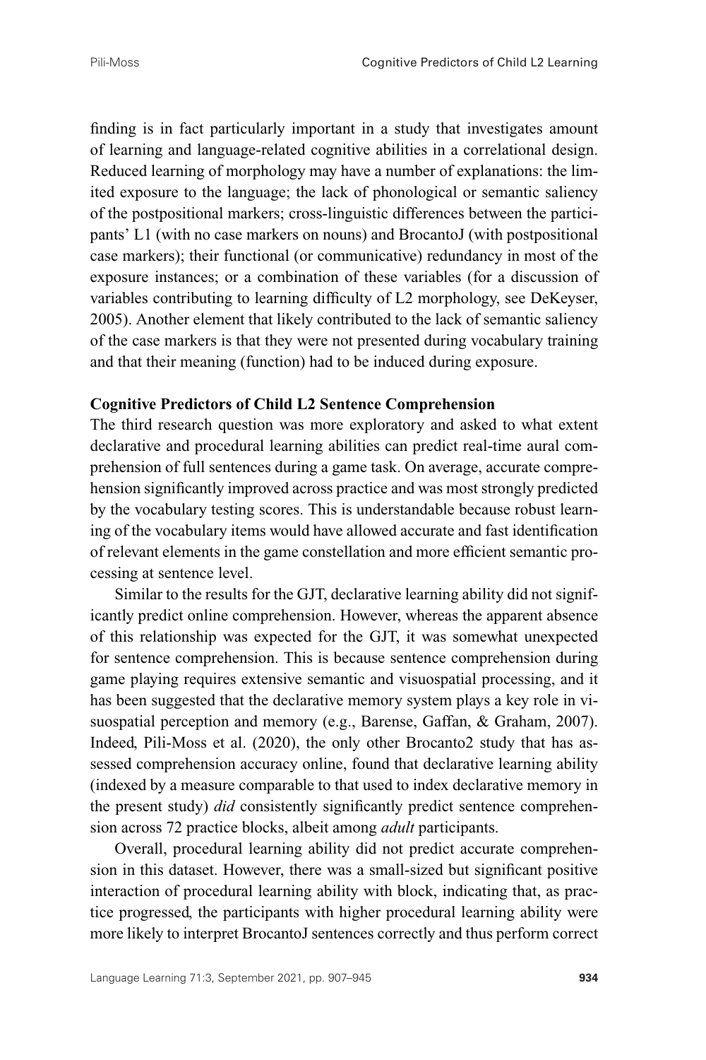finding is in fact particularly important in a study that investigates amount of learning and language-related cognitive abilities in a correlational design. Reduced learning of morphology may have a number of explanations: the limited exposure to the language; the lack of phonological or semantic saliency of the postpositional markers; cross-linguistic differences between the participants' L1 (with no case markers on nouns) and BrocantoJ (with postpositional case markers); their functional (or communicative) redundancy in most of the exposure instances; or a combination of these variables (for a discussion of variables contributing to learning difficulty of L2 morphology, see DeKeyser, 2005). Another element that likely contributed to the lack of semantic saliency of the case markers is that they were not presented during vocabulary training and that their meaning (function) had to be induced during exposure.

## Cognitive Predictors of Child L2 Sentence Comprehension

The third research question was more exploratory and asked to what extent declarative and procedural learning abilities can predict real-time aural comprehension of full sentences during a game task. On average, accurate comprehension significantly improved across practice and was most strongly predicted by the vocabulary testing scores. This is understandable because robust learning of the vocabulary items would have allowed accurate and fast identification of relevant elements in the game constellation and more efficient semantic processing at sentence level.

Similar to the results for the GJT, declarative learning ability did not significantly predict online comprehension. However, whereas the apparent absence of this relationship was expected for the GJT, it was somewhat unexpected for sentence comprehension. This is because sentence comprehension during game playing requires extensive semantic and visuospatial processing, and it has been suggested that the declarative memory system plays a key role in visuospatial perception and memory (e.g., Barense, Gaffan, & Graham, 2007). Indeed, Pili-Moss et al. (2020), the only other Brocanto2 study that has assessed comprehension accuracy online, found that declarative learning ability (indexed by a measure comparable to that used to index declarative memory in the present study) *did* consistently significantly predict sentence comprehension across 72 practice blocks, albeit among *adult* participants.

Overall, procedural learning ability did not predict accurate comprehension in this dataset. However, there was a small-sized but significant positive interaction of procedural learning ability with block, indicating that, as practice progressed, the participants with higher procedural learning ability were more likely to interpret BrocantoJ sentences correctly and thus perform correct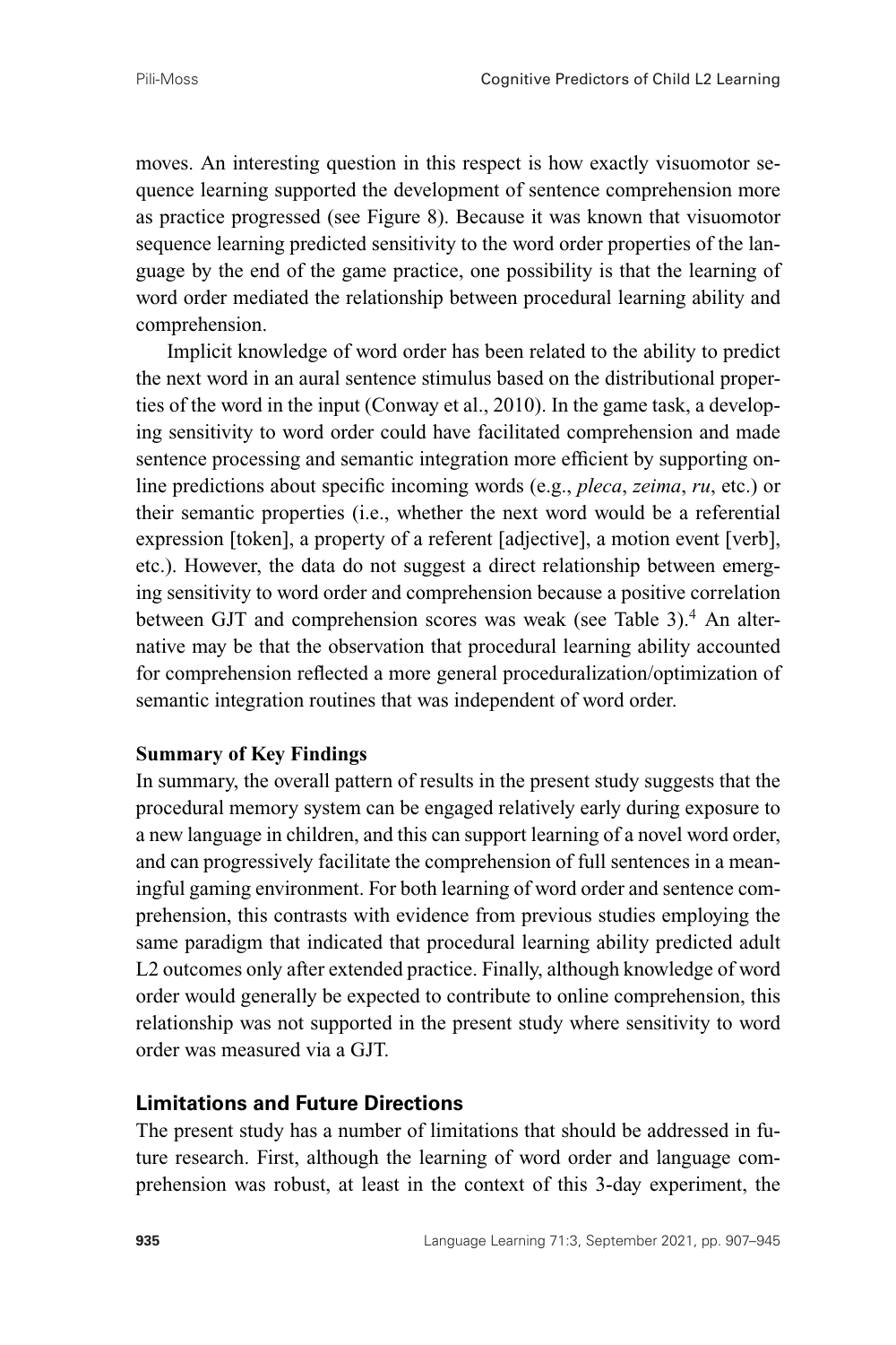moves. An interesting question in this respect is how exactly visuomotor sequence learning supported the development of sentence comprehension more as practice progressed (see Figure 8). Because it was known that visuomotor sequence learning predicted sensitivity to the word order properties of the language by the end of the game practice, one possibility is that the learning of word order mediated the relationship between procedural learning ability and comprehension.

Implicit knowledge of word order has been related to the ability to predict the next word in an aural sentence stimulus based on the distributional properties of the word in the input (Conway et al., 2010). In the game task, a developing sensitivity to word order could have facilitated comprehension and made sentence processing and semantic integration more efficient by supporting online predictions about specific incoming words (e.g., *pleca*, *zeima*, *ru*, etc.) or their semantic properties (i.e., whether the next word would be a referential expression [token], a property of a referent [adjective], a motion event [verb], etc.). However, the data do not suggest a direct relationship between emerging sensitivity to word order and comprehension because a positive correlation between GJT and comprehension scores was weak (see Table 3).[4] An alternative may be that the observation that procedural learning ability accounted for comprehension reflected a more general proceduralization/optimization of semantic integration routines that was independent of word order.

**Summary of Key Findings**

In summary, the overall pattern of results in the present study suggests that the procedural memory system can be engaged relatively early during exposure to a new language in children, and this can support learning of a novel word order, and can progressively facilitate the comprehension of full sentences in a meaningful gaming environment. For both learning of word order and sentence comprehension, this contrasts with evidence from previous studies employing the same paradigm that indicated that procedural learning ability predicted adult L2 outcomes only after extended practice. Finally, although knowledge of word order would generally be expected to contribute to online comprehension, this relationship was not supported in the present study where sensitivity to word order was measured via a GJT.

## Limitations and Future Directions

The present study has a number of limitations that should be addressed in future research. First, although the learning of word order and language comprehension was robust, at least in the context of this 3-day experiment, the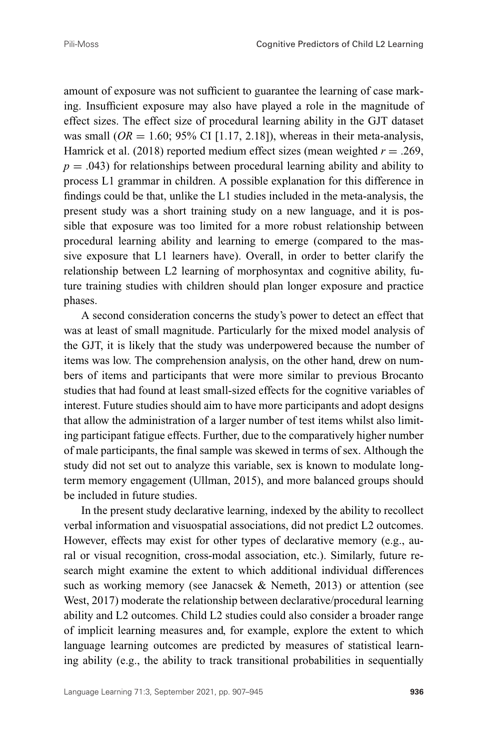amount of exposure was not sufficient to guarantee the learning of case marking. Insufficient exposure may also have played a role in the magnitude of effect sizes. The effect size of procedural learning ability in the GJT dataset was small ($OR = 1.60$; 95% CI [1.17, 2.18]), whereas in their meta-analysis, Hamrick et al. (2018) reported medium effect sizes (mean weighted $r = .269$, $p = .043$) for relationships between procedural learning ability and ability to process L1 grammar in children. A possible explanation for this difference in findings could be that, unlike the L1 studies included in the meta-analysis, the present study was a short training study on a new language, and it is possible that exposure was too limited for a more robust relationship between procedural learning ability and learning to emerge (compared to the massive exposure that L1 learners have). Overall, in order to better clarify the relationship between L2 learning of morphosyntax and cognitive ability, future training studies with children should plan longer exposure and practice phases.

A second consideration concerns the study's power to detect an effect that was at least of small magnitude. Particularly for the mixed model analysis of the GJT, it is likely that the study was underpowered because the number of items was low. The comprehension analysis, on the other hand, drew on numbers of items and participants that were more similar to previous Brocanto studies that had found at least small-sized effects for the cognitive variables of interest. Future studies should aim to have more participants and adopt designs that allow the administration of a larger number of test items whilst also limiting participant fatigue effects. Further, due to the comparatively higher number of male participants, the final sample was skewed in terms of sex. Although the study did not set out to analyze this variable, sex is known to modulate long-term memory engagement (Ullman, 2015), and more balanced groups should be included in future studies.

In the present study declarative learning, indexed by the ability to recollect verbal information and visuospatial associations, did not predict L2 outcomes. However, effects may exist for other types of declarative memory (e.g., aural or visual recognition, cross-modal association, etc.). Similarly, future research might examine the extent to which additional individual differences such as working memory (see Janacsek & Nemeth, 2013) or attention (see West, 2017) moderate the relationship between declarative/procedural learning ability and L2 outcomes. Child L2 studies could also consider a broader range of implicit learning measures and, for example, explore the extent to which language learning outcomes are predicted by measures of statistical learning ability (e.g., the ability to track transitional probabilities in sequentially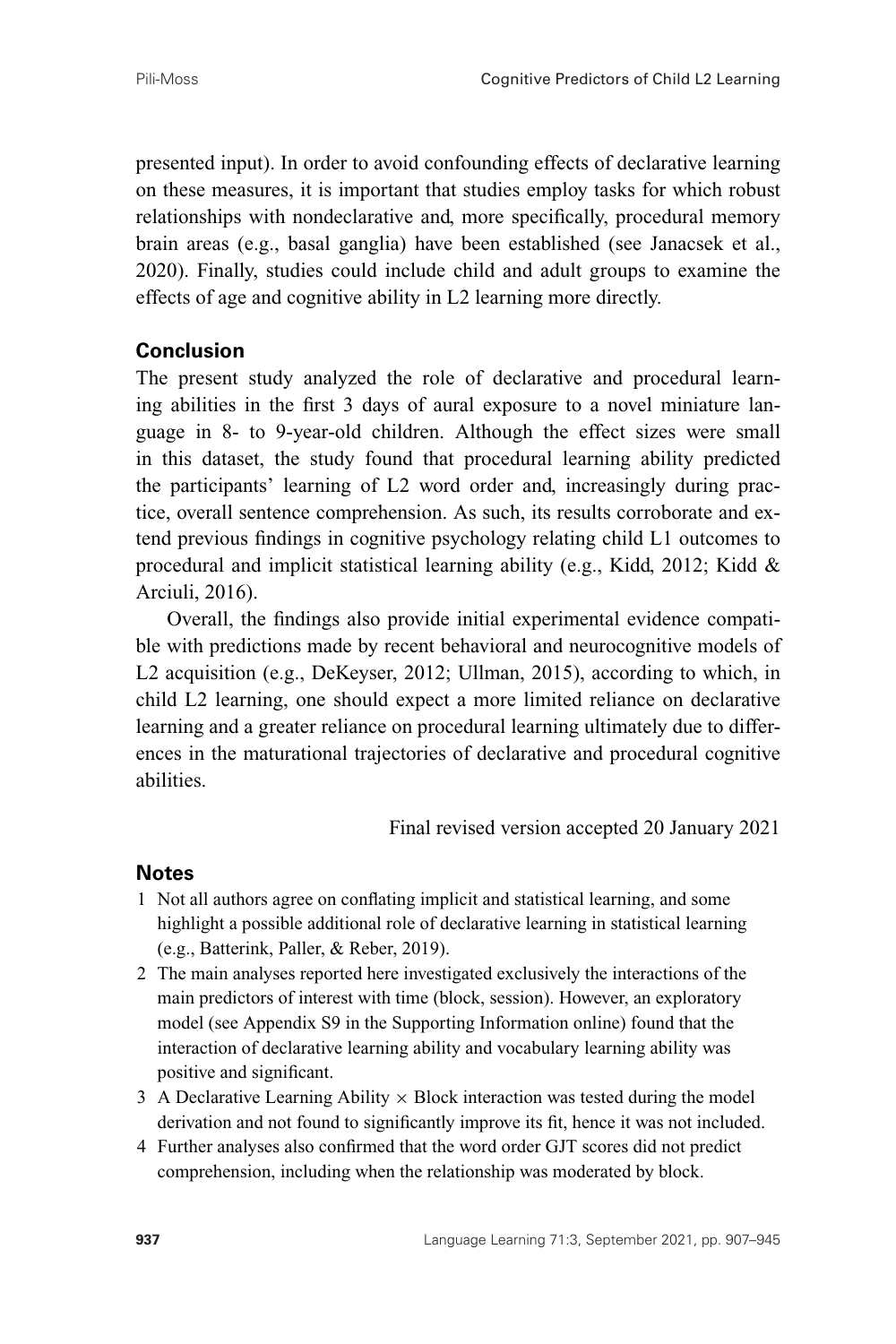presented input). In order to avoid confounding effects of declarative learning on these measures, it is important that studies employ tasks for which robust relationships with nondeclarative and, more specifically, procedural memory brain areas (e.g., basal ganglia) have been established (see Janacsek et al., 2020). Finally, studies could include child and adult groups to examine the effects of age and cognitive ability in L2 learning more directly.

## Conclusion

The present study analyzed the role of declarative and procedural learning abilities in the first 3 days of aural exposure to a novel miniature language in 8- to 9-year-old children. Although the effect sizes were small in this dataset, the study found that procedural learning ability predicted the participants' learning of L2 word order and, increasingly during practice, overall sentence comprehension. As such, its results corroborate and extend previous findings in cognitive psychology relating child L1 outcomes to procedural and implicit statistical learning ability (e.g., Kidd, 2012; Kidd & Arciuli, 2016).

Overall, the findings also provide initial experimental evidence compatible with predictions made by recent behavioral and neurocognitive models of L2 acquisition (e.g., DeKeyser, 2012; Ullman, 2015), according to which, in child L2 learning, one should expect a more limited reliance on declarative learning and a greater reliance on procedural learning ultimately due to differences in the maturational trajectories of declarative and procedural cognitive abilities.

Final revised version accepted 20 January 2021

## Notes

1. Not all authors agree on conflating implicit and statistical learning, and some highlight a possible additional role of declarative learning in statistical learning (e.g., Batterink, Paller, & Reber, 2019).
2. The main analyses reported here investigated exclusively the interactions of the main predictors of interest with time (block, session). However, an exploratory model (see Appendix S9 in the Supporting Information online) found that the interaction of declarative learning ability and vocabulary learning ability was positive and significant.
3. A Declarative Learning Ability × Block interaction was tested during the model derivation and not found to significantly improve its fit, hence it was not included.
4. Further analyses also confirmed that the word order GJT scores did not predict comprehension, including when the relationship was moderated by block.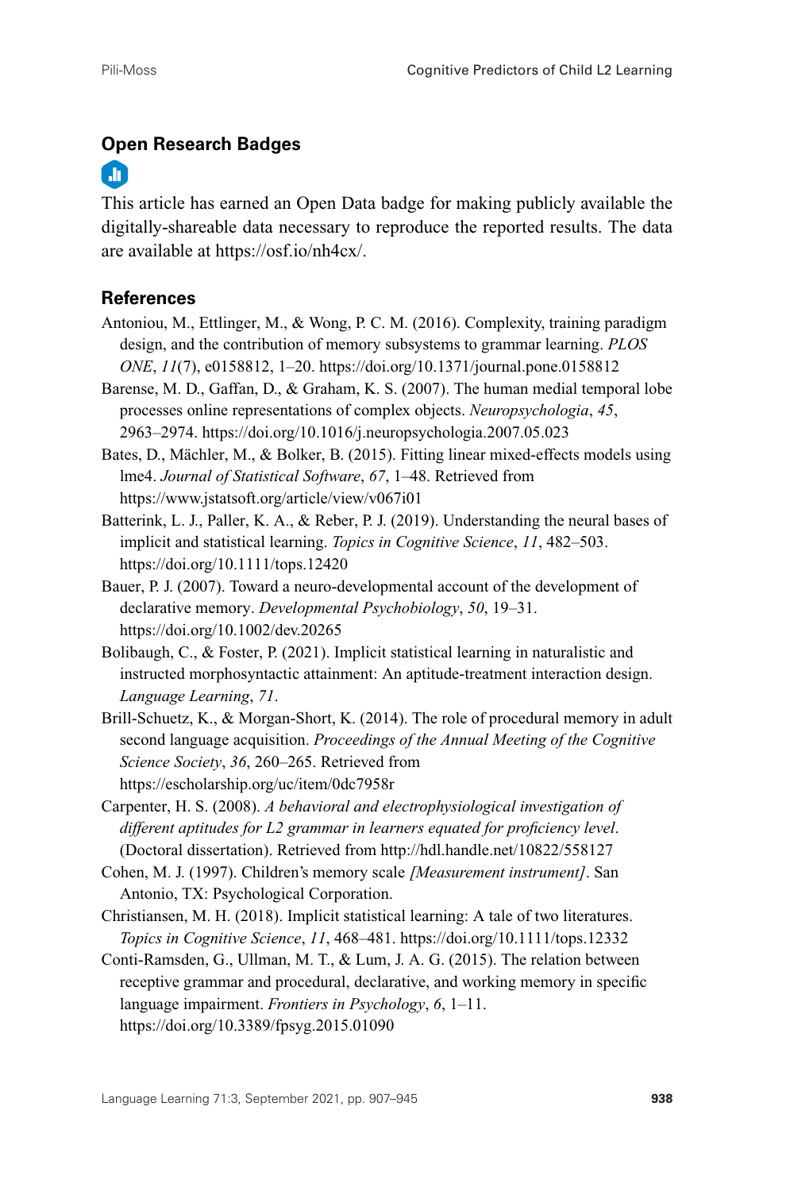## Open Research Badges

This article has earned an Open Data badge for making publicly available the digitally-shareable data necessary to reproduce the reported results. The data are available at https://osf.io/nh4cx/.

## References

Antoniou, M., Ettlinger, M., & Wong, P. C. M. (2016). Complexity, training paradigm design, and the contribution of memory subsystems to grammar learning. *PLOS ONE*, *11*(7), e0158812, 1–20. https://doi.org/10.1371/journal.pone.0158812

Barense, M. D., Gaffan, D., & Graham, K. S. (2007). The human medial temporal lobe processes online representations of complex objects. *Neuropsychologia*, *45*, 2963–2974. https://doi.org/10.1016/j.neuropsychologia.2007.05.023

Bates, D., Mächler, M., & Bolker, B. (2015). Fitting linear mixed-effects models using lme4. *Journal of Statistical Software*, *67*, 1–48. Retrieved from https://www.jstatsoft.org/article/view/v067i01

Batterink, L. J., Paller, K. A., & Reber, P. J. (2019). Understanding the neural bases of implicit and statistical learning. *Topics in Cognitive Science*, *11*, 482–503. https://doi.org/10.1111/tops.12420

Bauer, P. J. (2007). Toward a neuro-developmental account of the development of declarative memory. *Developmental Psychobiology*, *50*, 19–31. https://doi.org/10.1002/dev.20265

Bolibaugh, C., & Foster, P. (2021). Implicit statistical learning in naturalistic and instructed morphosyntactic attainment: An aptitude-treatment interaction design. *Language Learning*, *71*.

Brill-Schuetz, K., & Morgan-Short, K. (2014). The role of procedural memory in adult second language acquisition. *Proceedings of the Annual Meeting of the Cognitive Science Society*, *36*, 260–265. Retrieved from https://escholarship.org/uc/item/0dc7958r

Carpenter, H. S. (2008). *A behavioral and electrophysiological investigation of different aptitudes for L2 grammar in learners equated for proficiency level*. (Doctoral dissertation). Retrieved from http://hdl.handle.net/10822/558127

Cohen, M. J. (1997). Children's memory scale *[Measurement instrument]*. San Antonio, TX: Psychological Corporation.

Christiansen, M. H. (2018). Implicit statistical learning: A tale of two literatures. *Topics in Cognitive Science*, *11*, 468–481. https://doi.org/10.1111/tops.12332

Conti-Ramsden, G., Ullman, M. T., & Lum, J. A. G. (2015). The relation between receptive grammar and procedural, declarative, and working memory in specific language impairment. *Frontiers in Psychology*, *6*, 1–11. https://doi.org/10.3389/fpsyg.2015.01090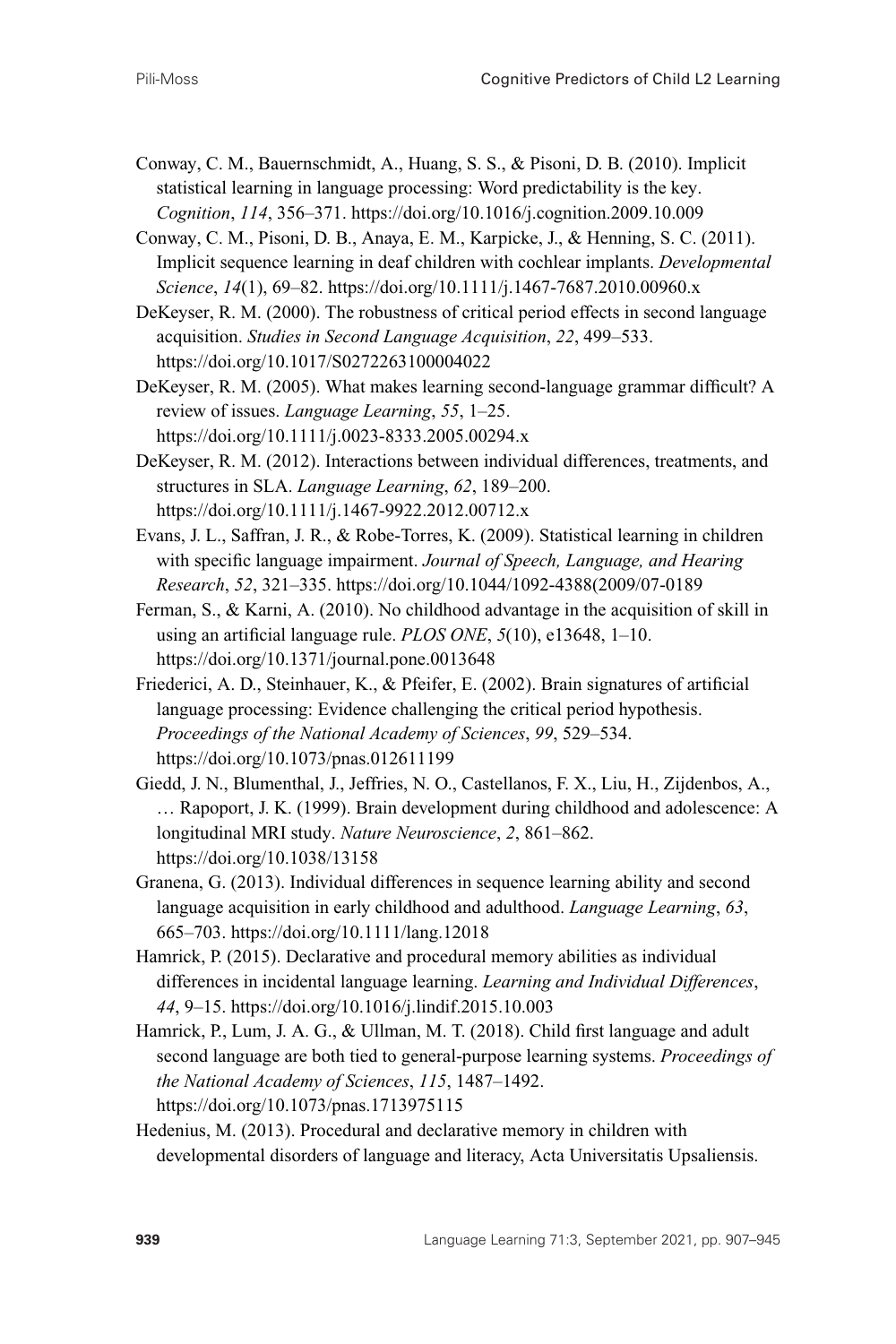Conway, C. M., Bauernschmidt, A., Huang, S. S., & Pisoni, D. B. (2010). Implicit statistical learning in language processing: Word predictability is the key. *Cognition*, *114*, 356–371. https://doi.org/10.1016/j.cognition.2009.10.009

Conway, C. M., Pisoni, D. B., Anaya, E. M., Karpicke, J., & Henning, S. C. (2011). Implicit sequence learning in deaf children with cochlear implants. *Developmental Science*, *14*(1), 69–82. https://doi.org/10.1111/j.1467-7687.2010.00960.x

DeKeyser, R. M. (2000). The robustness of critical period effects in second language acquisition. *Studies in Second Language Acquisition*, *22*, 499–533. https://doi.org/10.1017/S0272263100004022

DeKeyser, R. M. (2005). What makes learning second-language grammar difficult? A review of issues. *Language Learning*, *55*, 1–25. https://doi.org/10.1111/j.0023-8333.2005.00294.x

DeKeyser, R. M. (2012). Interactions between individual differences, treatments, and structures in SLA. *Language Learning*, *62*, 189–200. https://doi.org/10.1111/j.1467-9922.2012.00712.x

Evans, J. L., Saffran, J. R., & Robe-Torres, K. (2009). Statistical learning in children with specific language impairment. *Journal of Speech, Language, and Hearing Research*, *52*, 321–335. https://doi.org/10.1044/1092-4388(2009/07-0189

Ferman, S., & Karni, A. (2010). No childhood advantage in the acquisition of skill in using an artificial language rule. *PLOS ONE*, *5*(10), e13648, 1–10. https://doi.org/10.1371/journal.pone.0013648

Friederici, A. D., Steinhauer, K., & Pfeifer, E. (2002). Brain signatures of artificial language processing: Evidence challenging the critical period hypothesis. *Proceedings of the National Academy of Sciences*, *99*, 529–534. https://doi.org/10.1073/pnas.012611199

Giedd, J. N., Blumenthal, J., Jeffries, N. O., Castellanos, F. X., Liu, H., Zijdenbos, A., … Rapoport, J. K. (1999). Brain development during childhood and adolescence: A longitudinal MRI study. *Nature Neuroscience*, *2*, 861–862. https://doi.org/10.1038/13158

Granena, G. (2013). Individual differences in sequence learning ability and second language acquisition in early childhood and adulthood. *Language Learning*, *63*, 665–703. https://doi.org/10.1111/lang.12018

Hamrick, P. (2015). Declarative and procedural memory abilities as individual differences in incidental language learning. *Learning and Individual Differences*, *44*, 9–15. https://doi.org/10.1016/j.lindif.2015.10.003

Hamrick, P., Lum, J. A. G., & Ullman, M. T. (2018). Child first language and adult second language are both tied to general-purpose learning systems. *Proceedings of the National Academy of Sciences*, *115*, 1487–1492. https://doi.org/10.1073/pnas.1713975115

Hedenius, M. (2013). Procedural and declarative memory in children with developmental disorders of language and literacy, Acta Universitatis Upsaliensis.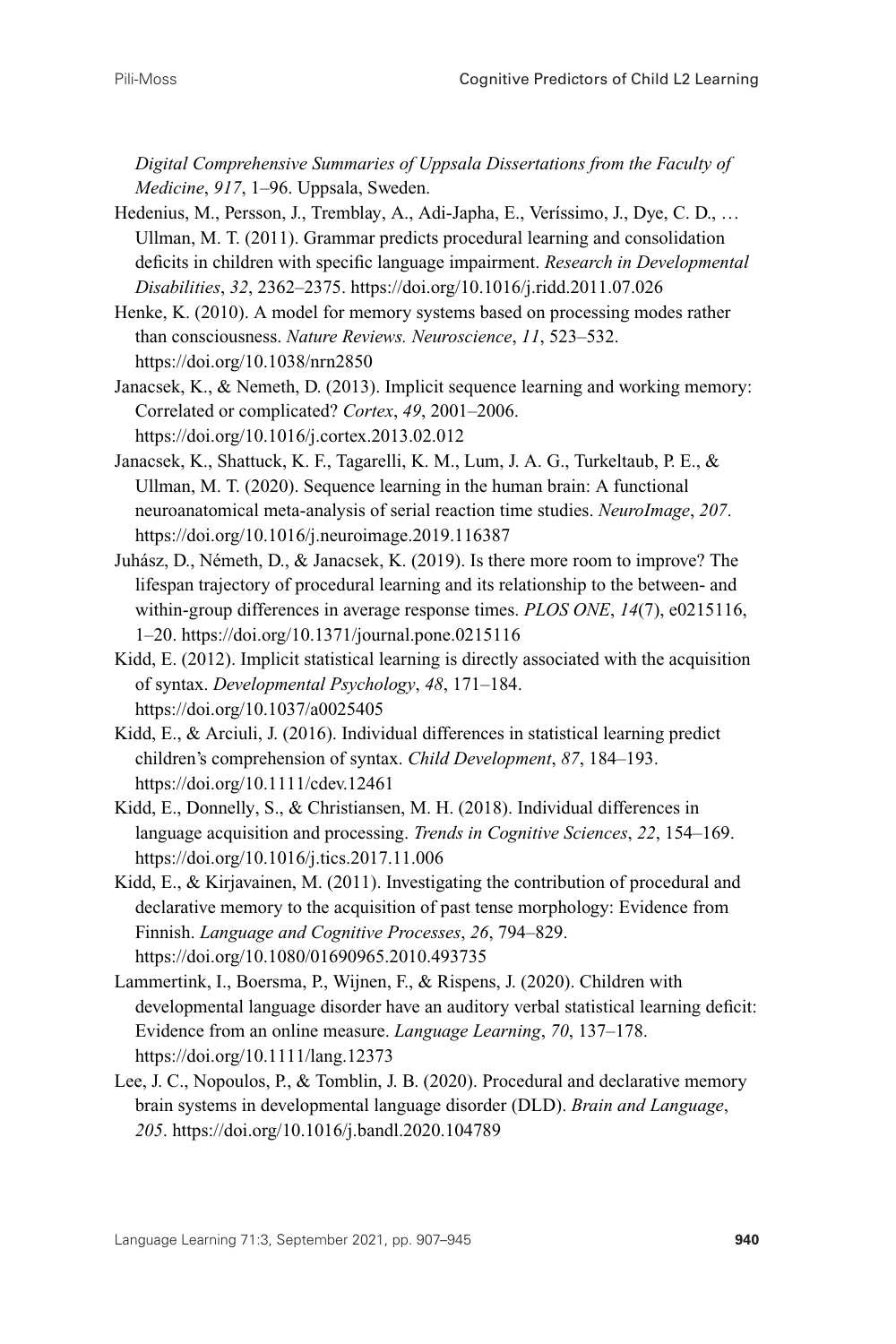*Digital Comprehensive Summaries of Uppsala Dissertations from the Faculty of Medicine*, *917*, 1–96. Uppsala, Sweden.

Hedenius, M., Persson, J., Tremblay, A., Adi-Japha, E., Veríssimo, J., Dye, C. D., … Ullman, M. T. (2011). Grammar predicts procedural learning and consolidation deficits in children with specific language impairment. *Research in Developmental Disabilities*, *32*, 2362–2375. https://doi.org/10.1016/j.ridd.2011.07.026

Henke, K. (2010). A model for memory systems based on processing modes rather than consciousness. *Nature Reviews. Neuroscience*, *11*, 523–532. https://doi.org/10.1038/nrn2850

Janacsek, K., & Nemeth, D. (2013). Implicit sequence learning and working memory: Correlated or complicated? *Cortex*, *49*, 2001–2006. https://doi.org/10.1016/j.cortex.2013.02.012

Janacsek, K., Shattuck, K. F., Tagarelli, K. M., Lum, J. A. G., Turkeltaub, P. E., & Ullman, M. T. (2020). Sequence learning in the human brain: A functional neuroanatomical meta-analysis of serial reaction time studies. *NeuroImage*, *207*. https://doi.org/10.1016/j.neuroimage.2019.116387

Juhász, D., Németh, D., & Janacsek, K. (2019). Is there more room to improve? The lifespan trajectory of procedural learning and its relationship to the between- and within-group differences in average response times. *PLOS ONE*, *14*(7), e0215116, 1–20. https://doi.org/10.1371/journal.pone.0215116

Kidd, E. (2012). Implicit statistical learning is directly associated with the acquisition of syntax. *Developmental Psychology*, *48*, 171–184. https://doi.org/10.1037/a0025405

Kidd, E., & Arciuli, J. (2016). Individual differences in statistical learning predict children's comprehension of syntax. *Child Development*, *87*, 184–193. https://doi.org/10.1111/cdev.12461

Kidd, E., Donnelly, S., & Christiansen, M. H. (2018). Individual differences in language acquisition and processing. *Trends in Cognitive Sciences*, *22*, 154–169. https://doi.org/10.1016/j.tics.2017.11.006

Kidd, E., & Kirjavainen, M. (2011). Investigating the contribution of procedural and declarative memory to the acquisition of past tense morphology: Evidence from Finnish. *Language and Cognitive Processes*, *26*, 794–829. https://doi.org/10.1080/01690965.2010.493735

Lammertink, I., Boersma, P., Wijnen, F., & Rispens, J. (2020). Children with developmental language disorder have an auditory verbal statistical learning deficit: Evidence from an online measure. *Language Learning*, *70*, 137–178. https://doi.org/10.1111/lang.12373

Lee, J. C., Nopoulos, P., & Tomblin, J. B. (2020). Procedural and declarative memory brain systems in developmental language disorder (DLD). *Brain and Language*, *205*. https://doi.org/10.1016/j.bandl.2020.104789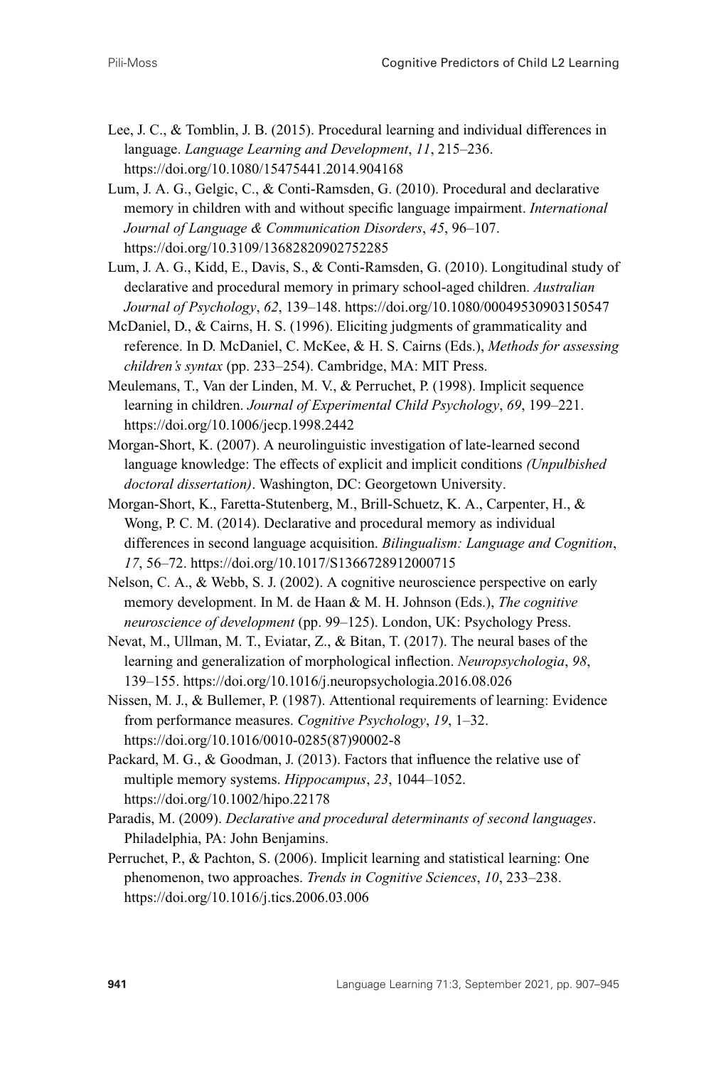Lee, J. C., & Tomblin, J. B. (2015). Procedural learning and individual differences in language. *Language Learning and Development*, *11*, 215–236. https://doi.org/10.1080/15475441.2014.904168

Lum, J. A. G., Gelgic, C., & Conti-Ramsden, G. (2010). Procedural and declarative memory in children with and without specific language impairment. *International Journal of Language & Communication Disorders*, *45*, 96–107. https://doi.org/10.3109/13682820902752285

Lum, J. A. G., Kidd, E., Davis, S., & Conti-Ramsden, G. (2010). Longitudinal study of declarative and procedural memory in primary school-aged children. *Australian Journal of Psychology*, *62*, 139–148. https://doi.org/10.1080/00049530903150547

McDaniel, D., & Cairns, H. S. (1996). Eliciting judgments of grammaticality and reference. In D. McDaniel, C. McKee, & H. S. Cairns (Eds.), *Methods for assessing children's syntax* (pp. 233–254). Cambridge, MA: MIT Press.

Meulemans, T., Van der Linden, M. V., & Perruchet, P. (1998). Implicit sequence learning in children. *Journal of Experimental Child Psychology*, *69*, 199–221. https://doi.org/10.1006/jecp.1998.2442

Morgan-Short, K. (2007). A neurolinguistic investigation of late-learned second language knowledge: The effects of explicit and implicit conditions *(Unpulbished doctoral dissertation)*. Washington, DC: Georgetown University.

Morgan-Short, K., Faretta-Stutenberg, M., Brill-Schuetz, K. A., Carpenter, H., & Wong, P. C. M. (2014). Declarative and procedural memory as individual differences in second language acquisition. *Bilingualism: Language and Cognition*, *17*, 56–72. https://doi.org/10.1017/S1366728912000715

Nelson, C. A., & Webb, S. J. (2002). A cognitive neuroscience perspective on early memory development. In M. de Haan & M. H. Johnson (Eds.), *The cognitive neuroscience of development* (pp. 99–125). London, UK: Psychology Press.

Nevat, M., Ullman, M. T., Eviatar, Z., & Bitan, T. (2017). The neural bases of the learning and generalization of morphological inflection. *Neuropsychologia*, *98*, 139–155. https://doi.org/10.1016/j.neuropsychologia.2016.08.026

Nissen, M. J., & Bullemer, P. (1987). Attentional requirements of learning: Evidence from performance measures. *Cognitive Psychology*, *19*, 1–32. https://doi.org/10.1016/0010-0285(87)90002-8

Packard, M. G., & Goodman, J. (2013). Factors that influence the relative use of multiple memory systems. *Hippocampus*, *23*, 1044–1052. https://doi.org/10.1002/hipo.22178

Paradis, M. (2009). *Declarative and procedural determinants of second languages*. Philadelphia, PA: John Benjamins.

Perruchet, P., & Pachton, S. (2006). Implicit learning and statistical learning: One phenomenon, two approaches. *Trends in Cognitive Sciences*, *10*, 233–238. https://doi.org/10.1016/j.tics.2006.03.006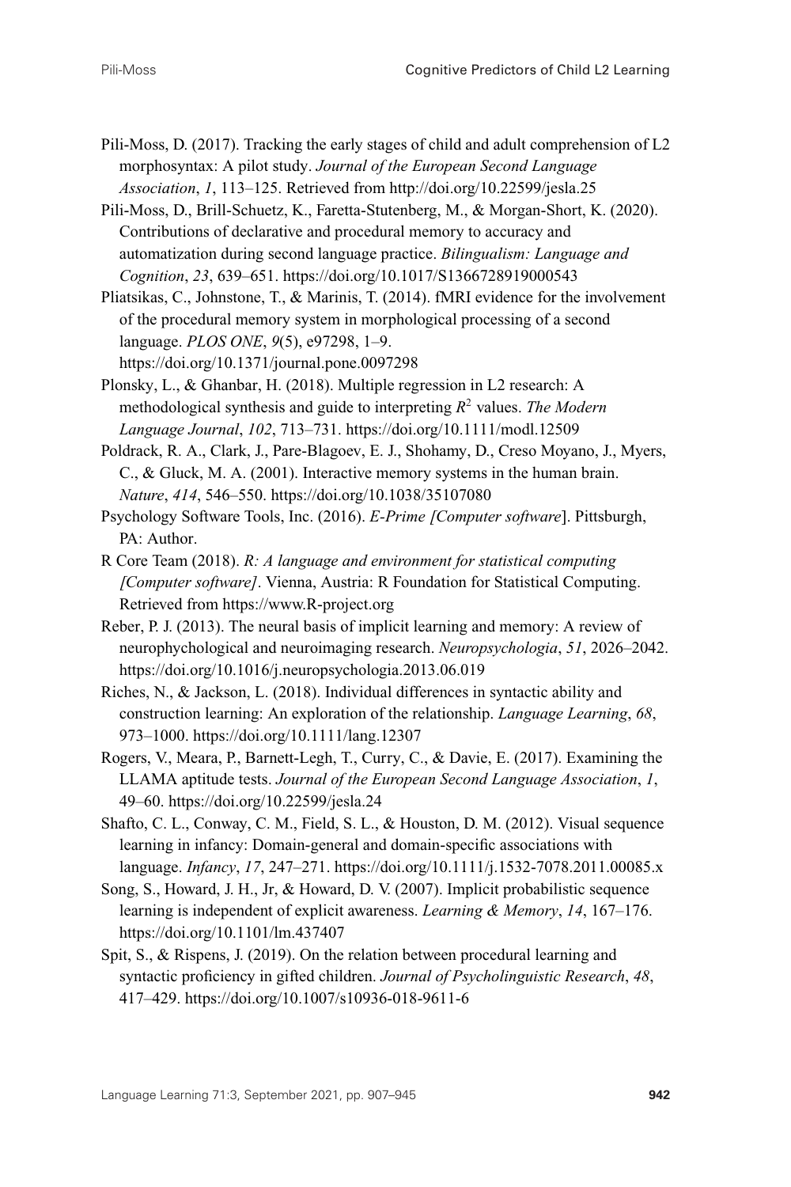Pili-Moss, D. (2017). Tracking the early stages of child and adult comprehension of L2 morphosyntax: A pilot study. *Journal of the European Second Language Association*, *1*, 113–125. Retrieved from http://doi.org/10.22599/jesla.25

Pili-Moss, D., Brill-Schuetz, K., Faretta-Stutenberg, M., & Morgan-Short, K. (2020). Contributions of declarative and procedural memory to accuracy and automatization during second language practice. *Bilingualism: Language and Cognition*, *23*, 639–651. https://doi.org/10.1017/S1366728919000543

Pliatsikas, C., Johnstone, T., & Marinis, T. (2014). fMRI evidence for the involvement of the procedural memory system in morphological processing of a second language. *PLOS ONE*, *9*(5), e97298, 1–9. https://doi.org/10.1371/journal.pone.0097298

Plonsky, L., & Ghanbar, H. (2018). Multiple regression in L2 research: A methodological synthesis and guide to interpreting $R^2$ values. *The Modern Language Journal*, *102*, 713–731. https://doi.org/10.1111/modl.12509

Poldrack, R. A., Clark, J., Pare-Blagoev, E. J., Shohamy, D., Creso Moyano, J., Myers, C., & Gluck, M. A. (2001). Interactive memory systems in the human brain. *Nature*, *414*, 546–550. https://doi.org/10.1038/35107080

Psychology Software Tools, Inc. (2016). *E-Prime [Computer software*]. Pittsburgh, PA: Author.

R Core Team (2018). *R: A language and environment for statistical computing [Computer software]*. Vienna, Austria: R Foundation for Statistical Computing. Retrieved from https://www.R-project.org

Reber, P. J. (2013). The neural basis of implicit learning and memory: A review of neurophychological and neuroimaging research. *Neuropsychologia*, *51*, 2026–2042. https://doi.org/10.1016/j.neuropsychologia.2013.06.019

Riches, N., & Jackson, L. (2018). Individual differences in syntactic ability and construction learning: An exploration of the relationship. *Language Learning*, *68*, 973–1000. https://doi.org/10.1111/lang.12307

Rogers, V., Meara, P., Barnett-Legh, T., Curry, C., & Davie, E. (2017). Examining the LLAMA aptitude tests. *Journal of the European Second Language Association*, *1*, 49–60. https://doi.org/10.22599/jesla.24

Shafto, C. L., Conway, C. M., Field, S. L., & Houston, D. M. (2012). Visual sequence learning in infancy: Domain-general and domain-specific associations with language. *Infancy*, *17*, 247–271. https://doi.org/10.1111/j.1532-7078.2011.00085.x

Song, S., Howard, J. H., Jr, & Howard, D. V. (2007). Implicit probabilistic sequence learning is independent of explicit awareness. *Learning & Memory*, *14*, 167–176. https://doi.org/10.1101/lm.437407

Spit, S., & Rispens, J. (2019). On the relation between procedural learning and syntactic proficiency in gifted children. *Journal of Psycholinguistic Research*, *48*, 417–429. https://doi.org/10.1007/s10936-018-9611-6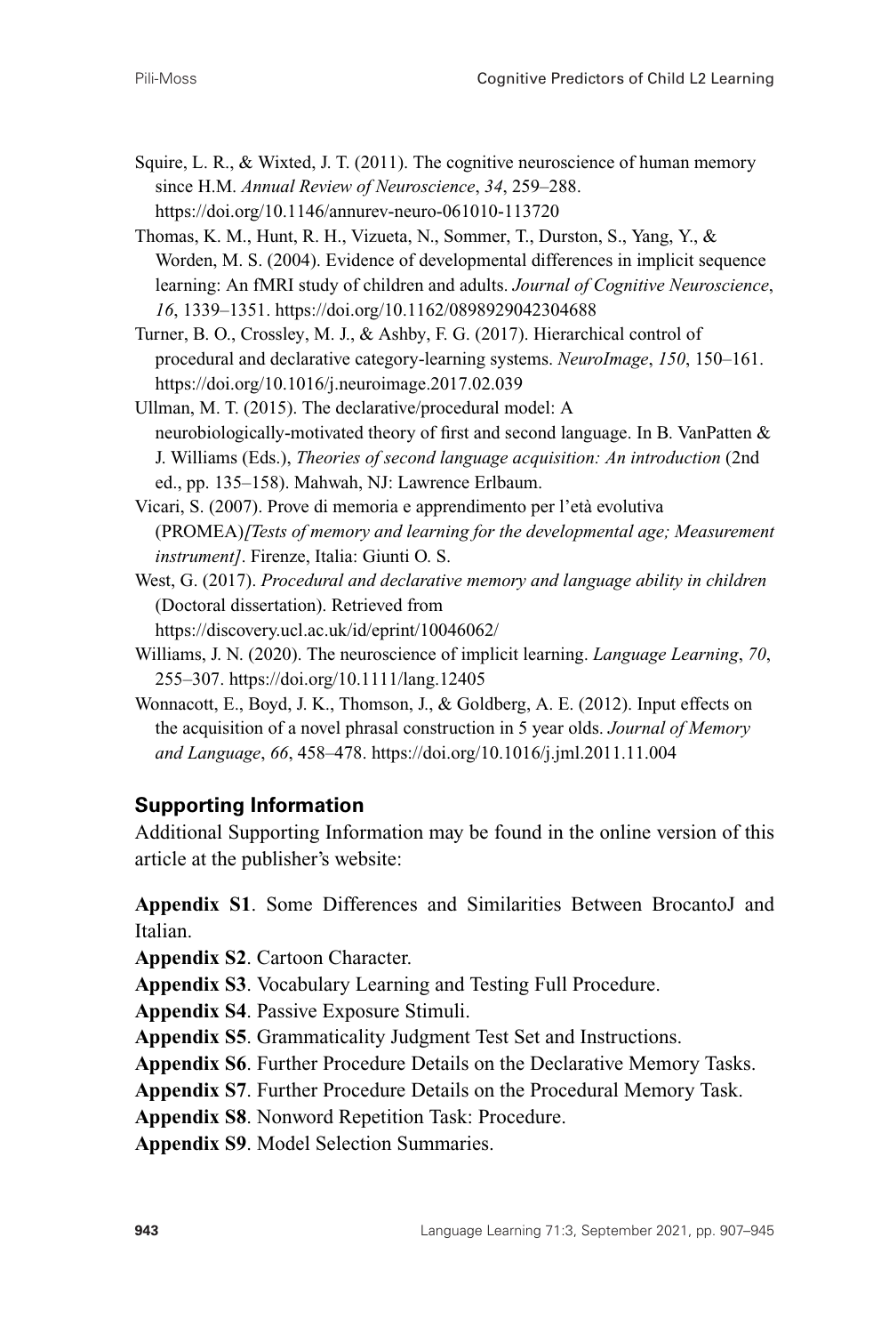Squire, L. R., & Wixted, J. T. (2011). The cognitive neuroscience of human memory since H.M. *Annual Review of Neuroscience*, *34*, 259–288. https://doi.org/10.1146/annurev-neuro-061010-113720

Thomas, K. M., Hunt, R. H., Vizueta, N., Sommer, T., Durston, S., Yang, Y., & Worden, M. S. (2004). Evidence of developmental differences in implicit sequence learning: An fMRI study of children and adults. *Journal of Cognitive Neuroscience*, *16*, 1339–1351. https://doi.org/10.1162/0898929042304688

Turner, B. O., Crossley, M. J., & Ashby, F. G. (2017). Hierarchical control of procedural and declarative category-learning systems. *NeuroImage*, *150*, 150–161. https://doi.org/10.1016/j.neuroimage.2017.02.039

Ullman, M. T. (2015). The declarative/procedural model: A neurobiologically-motivated theory of first and second language. In B. VanPatten & J. Williams (Eds.), *Theories of second language acquisition: An introduction* (2nd ed., pp. 135–158). Mahwah, NJ: Lawrence Erlbaum.

Vicari, S. (2007). Prove di memoria e apprendimento per l'età evolutiva (PROMEA)*[Tests of memory and learning for the developmental age; Measurement instrument]*. Firenze, Italia: Giunti O. S.

West, G. (2017). *Procedural and declarative memory and language ability in children* (Doctoral dissertation). Retrieved from https://discovery.ucl.ac.uk/id/eprint/10046062/

Williams, J. N. (2020). The neuroscience of implicit learning. *Language Learning*, *70*, 255–307. https://doi.org/10.1111/lang.12405

Wonnacott, E., Boyd, J. K., Thomson, J., & Goldberg, A. E. (2012). Input effects on the acquisition of a novel phrasal construction in 5 year olds. *Journal of Memory and Language*, *66*, 458–478. https://doi.org/10.1016/j.jml.2011.11.004

## Supporting Information

Additional Supporting Information may be found in the online version of this article at the publisher's website:

**Appendix S1**. Some Differences and Similarities Between BrocantoJ and Italian.
**Appendix S2**. Cartoon Character.
**Appendix S3**. Vocabulary Learning and Testing Full Procedure.
**Appendix S4**. Passive Exposure Stimuli.
**Appendix S5**. Grammaticality Judgment Test Set and Instructions.
**Appendix S6**. Further Procedure Details on the Declarative Memory Tasks.
**Appendix S7**. Further Procedure Details on the Procedural Memory Task.
**Appendix S8**. Nonword Repetition Task: Procedure.
**Appendix S9**. Model Selection Summaries.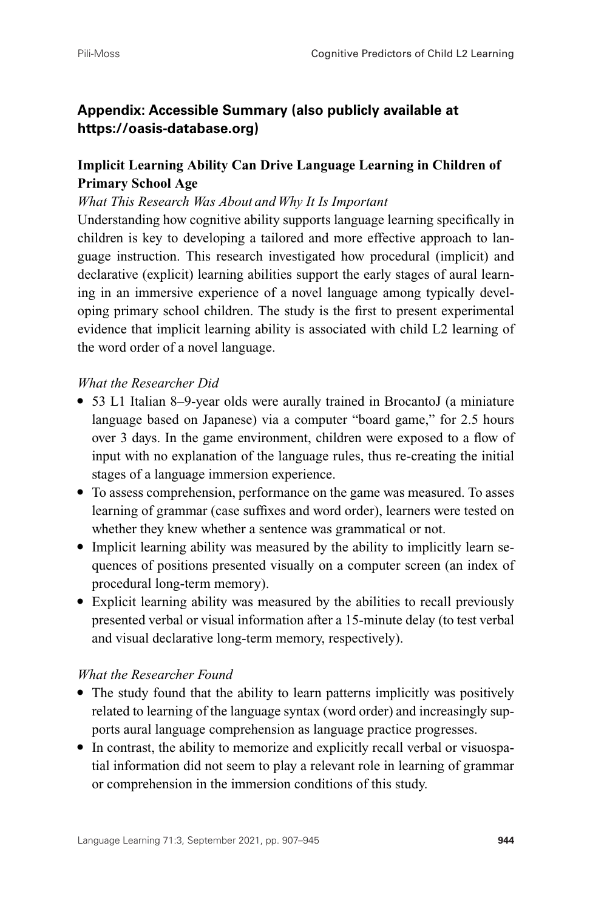## Appendix: Accessible Summary (also publicly available at https://oasis-database.org)

### Implicit Learning Ability Can Drive Language Learning in Children of Primary School Age

*What This Research Was About and Why It Is Important*

Understanding how cognitive ability supports language learning specifically in children is key to developing a tailored and more effective approach to language instruction. This research investigated how procedural (implicit) and declarative (explicit) learning abilities support the early stages of aural learning in an immersive experience of a novel language among typically developing primary school children. The study is the first to present experimental evidence that implicit learning ability is associated with child L2 learning of the word order of a novel language.

*What the Researcher Did*

- 53 L1 Italian 8–9-year olds were aurally trained in BrocantoJ (a miniature language based on Japanese) via a computer "board game," for 2.5 hours over 3 days. In the game environment, children were exposed to a flow of input with no explanation of the language rules, thus re-creating the initial stages of a language immersion experience.
- To assess comprehension, performance on the game was measured. To asses learning of grammar (case suffixes and word order), learners were tested on whether they knew whether a sentence was grammatical or not.
- Implicit learning ability was measured by the ability to implicitly learn sequences of positions presented visually on a computer screen (an index of procedural long-term memory).
- Explicit learning ability was measured by the abilities to recall previously presented verbal or visual information after a 15-minute delay (to test verbal and visual declarative long-term memory, respectively).

*What the Researcher Found*

- The study found that the ability to learn patterns implicitly was positively related to learning of the language syntax (word order) and increasingly supports aural language comprehension as language practice progresses.
- In contrast, the ability to memorize and explicitly recall verbal or visuospatial information did not seem to play a relevant role in learning of grammar or comprehension in the immersion conditions of this study.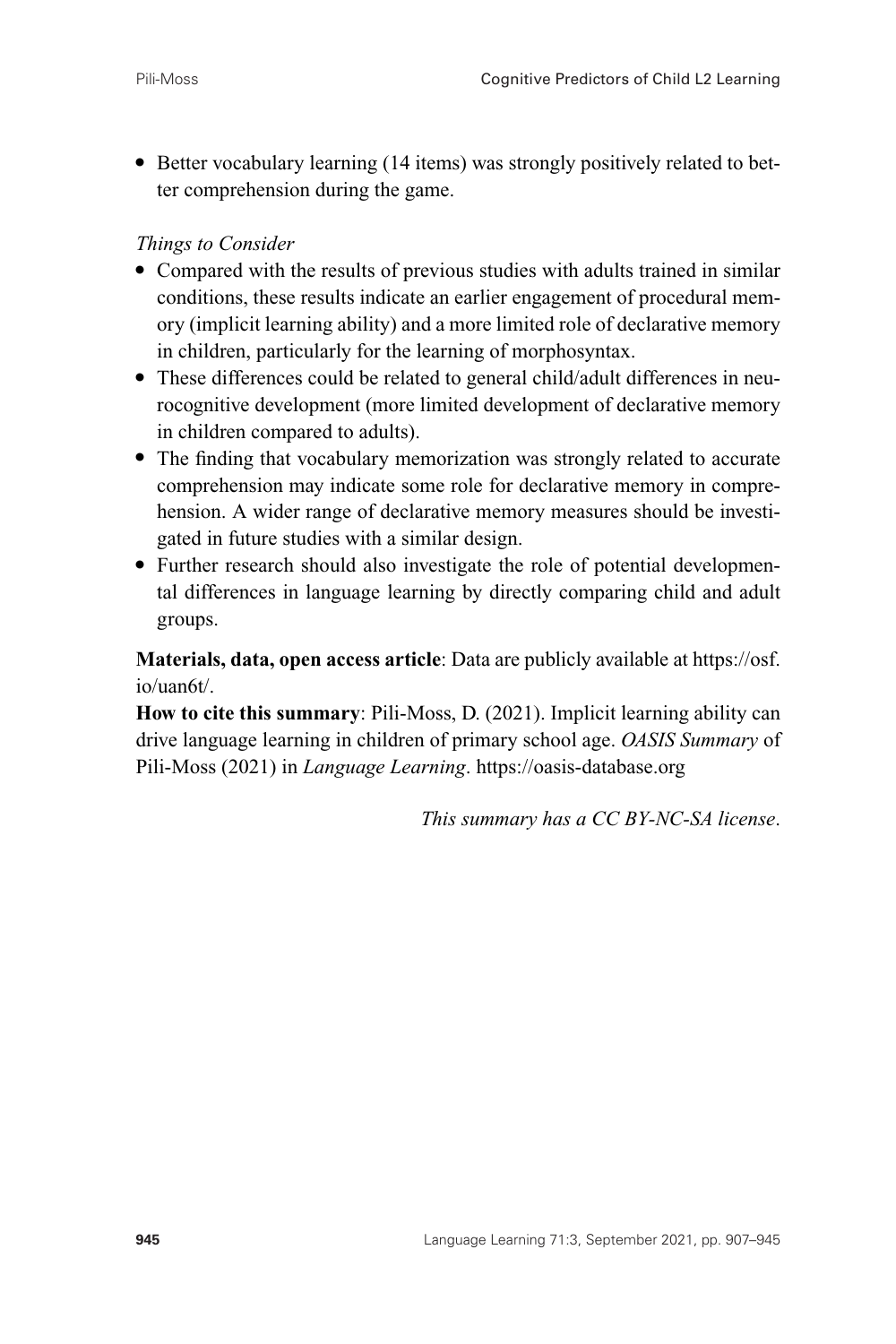- Better vocabulary learning (14 items) was strongly positively related to better comprehension during the game.

*Things to Consider*

- Compared with the results of previous studies with adults trained in similar conditions, these results indicate an earlier engagement of procedural memory (implicit learning ability) and a more limited role of declarative memory in children, particularly for the learning of morphosyntax.
- These differences could be related to general child/adult differences in neurocognitive development (more limited development of declarative memory in children compared to adults).
- The finding that vocabulary memorization was strongly related to accurate comprehension may indicate some role for declarative memory in comprehension. A wider range of declarative memory measures should be investigated in future studies with a similar design.
- Further research should also investigate the role of potential developmental differences in language learning by directly comparing child and adult groups.

**Materials, data, open access article**: Data are publicly available at https://osf.io/uan6t/.

**How to cite this summary**: Pili-Moss, D. (2021). Implicit learning ability can drive language learning in children of primary school age. *OASIS Summary* of Pili-Moss (2021) in *Language Learning*. https://oasis-database.org

*This summary has a CC BY-NC-SA license*.